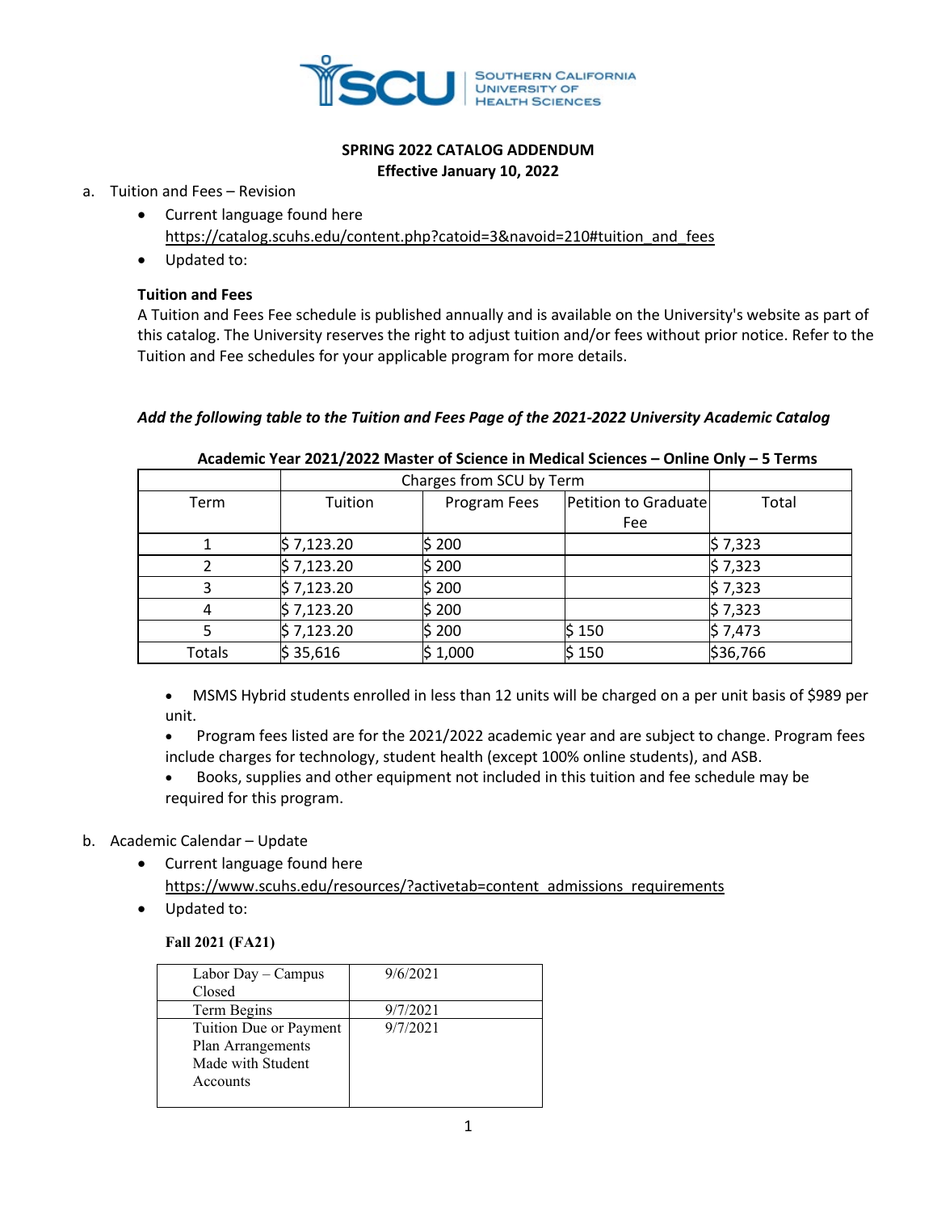SOUTHERN CALIFORNIA UNIVERSITY OF HEALTH SCIENCES

# SPRING 2022 CATALOG ADDENDUM

## Effective January 10, 2022

a. Tuition and Fees – Revision
   - Current language found here https://catalog.scuhs.edu/content.php?catoid=3&navoid=210#tuition_and_fees
   - Updated to:

**Tuition and Fees**

A Tuition and Fees Fee schedule is published annually and is available on the University's website as part of this catalog. The University reserves the right to adjust tuition and/or fees without prior notice. Refer to the Tuition and Fee schedules for your applicable program for more details.

***Add the following table to the Tuition and Fees Page of the 2021-2022 University Academic Catalog***

**Academic Year 2021/2022 Master of Science in Medical Sciences – Online Only – 5 Terms**

| | Charges from SCU by Term | | | |
|---|---|---|---|---|
| Term | Tuition | Program Fees | Petition to Graduate Fee | Total |
| 1 | $ 7,123.20 | $ 200 | | $ 7,323 |
| 2 | $ 7,123.20 | $ 200 | | $ 7,323 |
| 3 | $ 7,123.20 | $ 200 | | $ 7,323 |
| 4 | $ 7,123.20 | $ 200 | | $ 7,323 |
| 5 | $ 7,123.20 | $ 200 | $ 150 | $ 7,473 |
| Totals | $ 35,616 | $ 1,000 | $ 150 | $36,766 |

- MSMS Hybrid students enrolled in less than 12 units will be charged on a per unit basis of $989 per unit.
- Program fees listed are for the 2021/2022 academic year and are subject to change. Program fees include charges for technology, student health (except 100% online students), and ASB.
- Books, supplies and other equipment not included in this tuition and fee schedule may be required for this program.

b. Academic Calendar – Update
   - Current language found here https://www.scuhs.edu/resources/?activetab=content_admissions_requirements
   - Updated to:

**Fall 2021 (FA21)**

| | |
|---|---|
| Labor Day – Campus Closed | 9/6/2021 |
| Term Begins | 9/7/2021 |
| Tuition Due or Payment Plan Arrangements Made with Student Accounts | 9/7/2021 |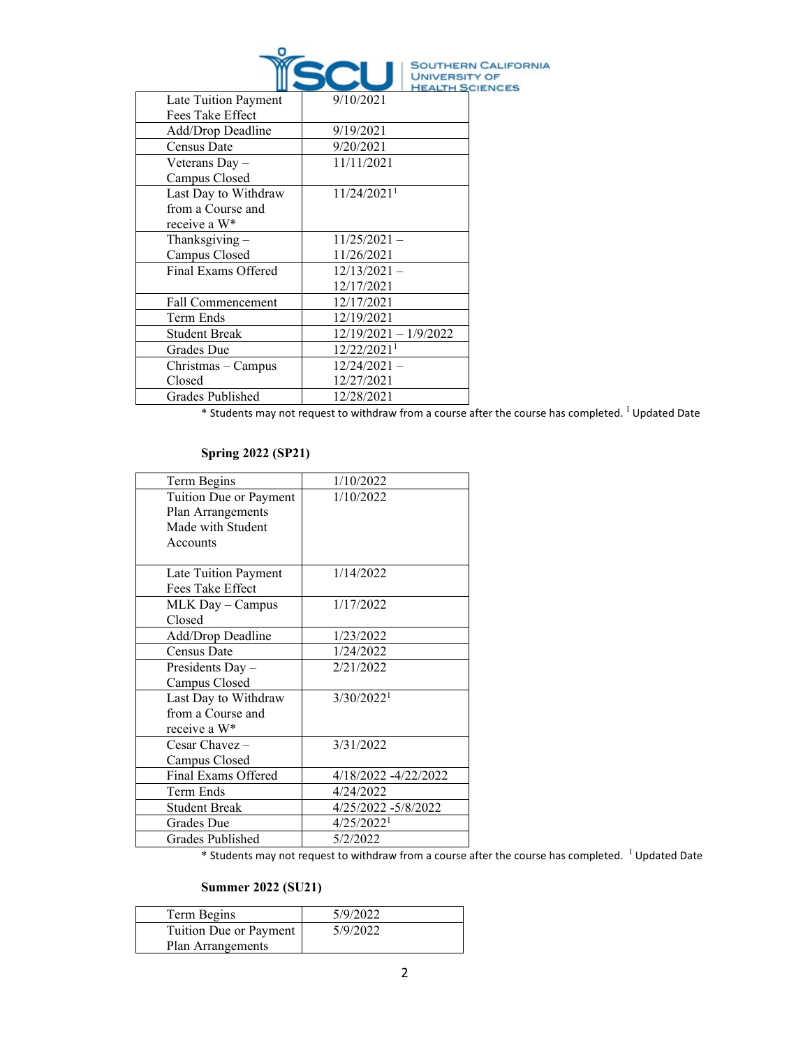| | |
|---|---|
| Late Tuition Payment Fees Take Effect | 9/10/2021 |
| Add/Drop Deadline | 9/19/2021 |
| Census Date | 9/20/2021 |
| Veterans Day – Campus Closed | 11/11/2021 |
| Last Day to Withdraw from a Course and receive a W* | 11/24/2021[1] |
| Thanksgiving – Campus Closed | 11/25/2021 – 11/26/2021 |
| Final Exams Offered | 12/13/2021 – 12/17/2021 |
| Fall Commencement | 12/17/2021 |
| Term Ends | 12/19/2021 |
| Student Break | 12/19/2021 – 1/9/2022 |
| Grades Due | 12/22/2021[1] |
| Christmas – Campus Closed | 12/24/2021 – 12/27/2021 |
| Grades Published | 12/28/2021 |

* Students may not request to withdraw from a course after the course has completed. [1] Updated Date

**Spring 2022 (SP21)**

| | |
|---|---|
| Term Begins | 1/10/2022 |
| Tuition Due or Payment Plan Arrangements Made with Student Accounts | 1/10/2022 |
| Late Tuition Payment Fees Take Effect | 1/14/2022 |
| MLK Day – Campus Closed | 1/17/2022 |
| Add/Drop Deadline | 1/23/2022 |
| Census Date | 1/24/2022 |
| Presidents Day – Campus Closed | 2/21/2022 |
| Last Day to Withdraw from a Course and receive a W* | 3/30/2022[1] |
| Cesar Chavez – Campus Closed | 3/31/2022 |
| Final Exams Offered | 4/18/2022 -4/22/2022 |
| Term Ends | 4/24/2022 |
| Student Break | 4/25/2022 -5/8/2022 |
| Grades Due | 4/25/2022[1] |
| Grades Published | 5/2/2022 |

* Students may not request to withdraw from a course after the course has completed. [1] Updated Date

**Summer 2022 (SU21)**

| | |
|---|---|
| Term Begins | 5/9/2022 |
| Tuition Due or Payment Plan Arrangements | 5/9/2022 |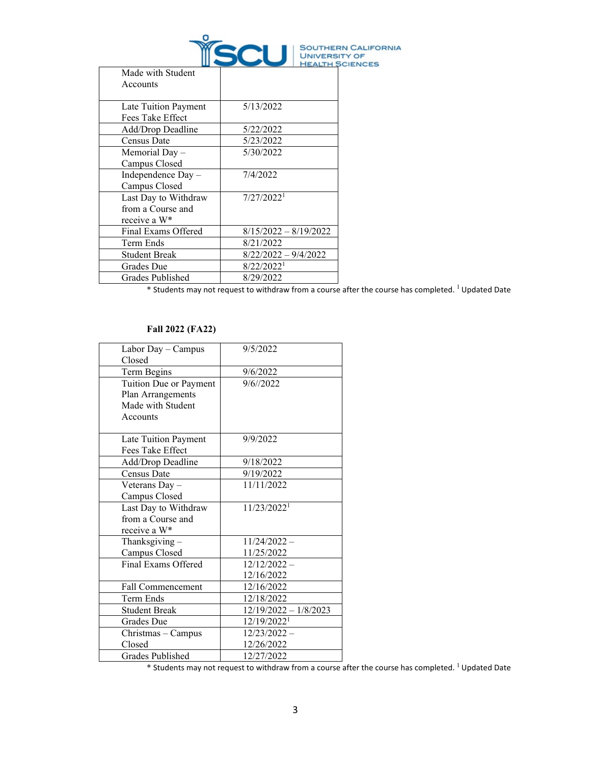| | |
|---|---|
| Made with Student Accounts | |
| Late Tuition Payment Fees Take Effect | 5/13/2022 |
| Add/Drop Deadline | 5/22/2022 |
| Census Date | 5/23/2022 |
| Memorial Day – Campus Closed | 5/30/2022 |
| Independence Day – Campus Closed | 7/4/2022 |
| Last Day to Withdraw from a Course and receive a W* | 7/27/2022[1] |
| Final Exams Offered | 8/15/2022 – 8/19/2022 |
| Term Ends | 8/21/2022 |
| Student Break | 8/22/2022 – 9/4/2022 |
| Grades Due | 8/22/2022[1] |
| Grades Published | 8/29/2022 |

* Students may not request to withdraw from a course after the course has completed. [1] Updated Date

**Fall 2022 (FA22)**

| | |
|---|---|
| Labor Day – Campus Closed | 9/5/2022 |
| Term Begins | 9/6/2022 |
| Tuition Due or Payment Plan Arrangements Made with Student Accounts | 9/6//2022 |
| Late Tuition Payment Fees Take Effect | 9/9/2022 |
| Add/Drop Deadline | 9/18/2022 |
| Census Date | 9/19/2022 |
| Veterans Day – Campus Closed | 11/11/2022 |
| Last Day to Withdraw from a Course and receive a W* | 11/23/2022[1] |
| Thanksgiving – Campus Closed | 11/24/2022 – 11/25/2022 |
| Final Exams Offered | 12/12/2022 – 12/16/2022 |
| Fall Commencement | 12/16/2022 |
| Term Ends | 12/18/2022 |
| Student Break | 12/19/2022 – 1/8/2023 |
| Grades Due | 12/19/2022[1] |
| Christmas – Campus Closed | 12/23/2022 – 12/26/2022 |
| Grades Published | 12/27/2022 |

* Students may not request to withdraw from a course after the course has completed. [1] Updated Date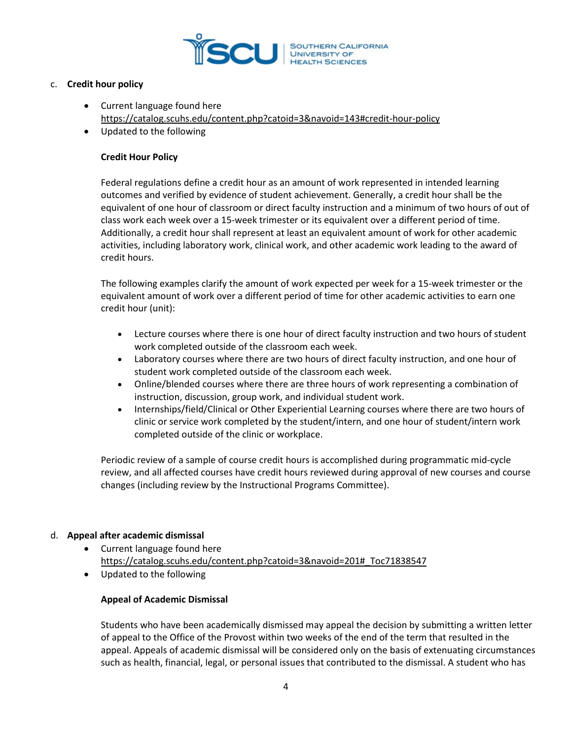c. **Credit hour policy**

- Current language found here https://catalog.scuhs.edu/content.php?catoid=3&navoid=143#credit-hour-policy
- Updated to the following

**Credit Hour Policy**

Federal regulations define a credit hour as an amount of work represented in intended learning outcomes and verified by evidence of student achievement. Generally, a credit hour shall be the equivalent of one hour of classroom or direct faculty instruction and a minimum of two hours of out of class work each week over a 15-week trimester or its equivalent over a different period of time. Additionally, a credit hour shall represent at least an equivalent amount of work for other academic activities, including laboratory work, clinical work, and other academic work leading to the award of credit hours.

The following examples clarify the amount of work expected per week for a 15-week trimester or the equivalent amount of work over a different period of time for other academic activities to earn one credit hour (unit):

- Lecture courses where there is one hour of direct faculty instruction and two hours of student work completed outside of the classroom each week.
- Laboratory courses where there are two hours of direct faculty instruction, and one hour of student work completed outside of the classroom each week.
- Online/blended courses where there are three hours of work representing a combination of instruction, discussion, group work, and individual student work.
- Internships/field/Clinical or Other Experiential Learning courses where there are two hours of clinic or service work completed by the student/intern, and one hour of student/intern work completed outside of the clinic or workplace.

Periodic review of a sample of course credit hours is accomplished during programmatic mid-cycle review, and all affected courses have credit hours reviewed during approval of new courses and course changes (including review by the Instructional Programs Committee).

d. **Appeal after academic dismissal**

- Current language found here https://catalog.scuhs.edu/content.php?catoid=3&navoid=201#_Toc71838547
- Updated to the following

**Appeal of Academic Dismissal**

Students who have been academically dismissed may appeal the decision by submitting a written letter of appeal to the Office of the Provost within two weeks of the end of the term that resulted in the appeal. Appeals of academic dismissal will be considered only on the basis of extenuating circumstances such as health, financial, legal, or personal issues that contributed to the dismissal. A student who has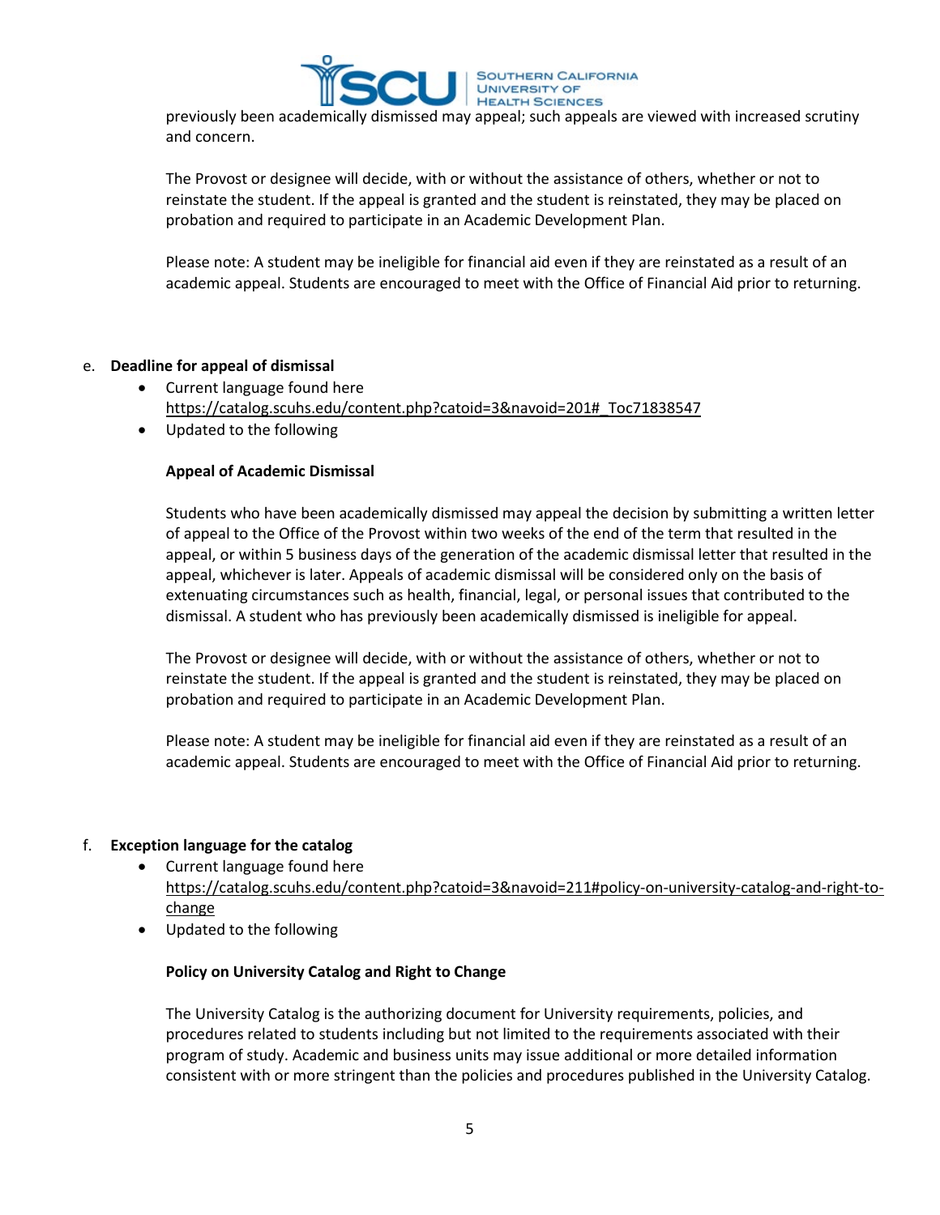previously been academically dismissed may appeal; such appeals are viewed with increased scrutiny and concern.

The Provost or designee will decide, with or without the assistance of others, whether or not to reinstate the student. If the appeal is granted and the student is reinstated, they may be placed on probation and required to participate in an Academic Development Plan.

Please note: A student may be ineligible for financial aid even if they are reinstated as a result of an academic appeal. Students are encouraged to meet with the Office of Financial Aid prior to returning.

e. **Deadline for appeal of dismissal**
   - Current language found here https://catalog.scuhs.edu/content.php?catoid=3&navoid=201#_Toc71838547
   - Updated to the following

   **Appeal of Academic Dismissal**

   Students who have been academically dismissed may appeal the decision by submitting a written letter of appeal to the Office of the Provost within two weeks of the end of the term that resulted in the appeal, or within 5 business days of the generation of the academic dismissal letter that resulted in the appeal, whichever is later. Appeals of academic dismissal will be considered only on the basis of extenuating circumstances such as health, financial, legal, or personal issues that contributed to the dismissal. A student who has previously been academically dismissed is ineligible for appeal.

   The Provost or designee will decide, with or without the assistance of others, whether or not to reinstate the student. If the appeal is granted and the student is reinstated, they may be placed on probation and required to participate in an Academic Development Plan.

   Please note: A student may be ineligible for financial aid even if they are reinstated as a result of an academic appeal. Students are encouraged to meet with the Office of Financial Aid prior to returning.

f. **Exception language for the catalog**
   - Current language found here https://catalog.scuhs.edu/content.php?catoid=3&navoid=211#policy-on-university-catalog-and-right-to-change
   - Updated to the following

   **Policy on University Catalog and Right to Change**

   The University Catalog is the authorizing document for University requirements, policies, and procedures related to students including but not limited to the requirements associated with their program of study. Academic and business units may issue additional or more detailed information consistent with or more stringent than the policies and procedures published in the University Catalog.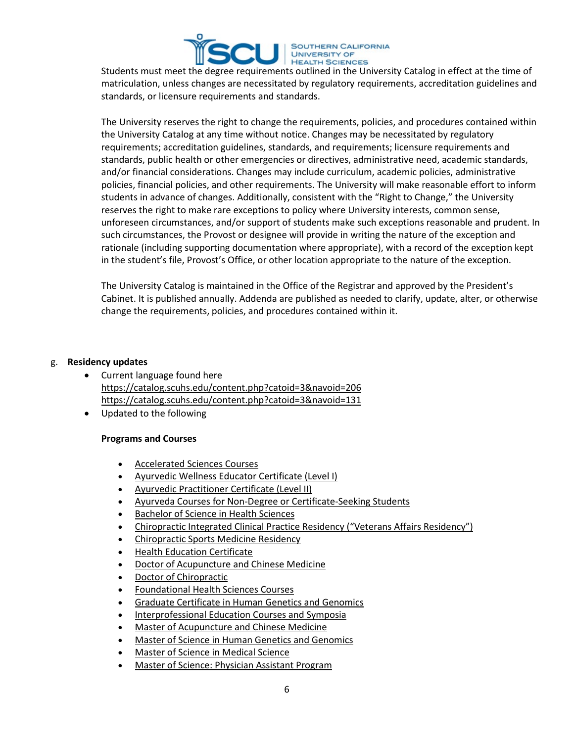Students must meet the degree requirements outlined in the University Catalog in effect at the time of matriculation, unless changes are necessitated by regulatory requirements, accreditation guidelines and standards, or licensure requirements and standards.

The University reserves the right to change the requirements, policies, and procedures contained within the University Catalog at any time without notice. Changes may be necessitated by regulatory requirements; accreditation guidelines, standards, and requirements; licensure requirements and standards, public health or other emergencies or directives, administrative need, academic standards, and/or financial considerations. Changes may include curriculum, academic policies, administrative policies, financial policies, and other requirements. The University will make reasonable effort to inform students in advance of changes. Additionally, consistent with the "Right to Change," the University reserves the right to make rare exceptions to policy where University interests, common sense, unforeseen circumstances, and/or support of students make such exceptions reasonable and prudent. In such circumstances, the Provost or designee will provide in writing the nature of the exception and rationale (including supporting documentation where appropriate), with a record of the exception kept in the student's file, Provost's Office, or other location appropriate to the nature of the exception.

The University Catalog is maintained in the Office of the Registrar and approved by the President's Cabinet. It is published annually. Addenda are published as needed to clarify, update, alter, or otherwise change the requirements, policies, and procedures contained within it.

g. **Residency updates**

- Current language found here
  https://catalog.scuhs.edu/content.php?catoid=3&navoid=206
  https://catalog.scuhs.edu/content.php?catoid=3&navoid=131
- Updated to the following

  **Programs and Courses**

  - Accelerated Sciences Courses
  - Ayurvedic Wellness Educator Certificate (Level I)
  - Ayurvedic Practitioner Certificate (Level II)
  - Ayurveda Courses for Non-Degree or Certificate-Seeking Students
  - Bachelor of Science in Health Sciences
  - Chiropractic Integrated Clinical Practice Residency ("Veterans Affairs Residency")
  - Chiropractic Sports Medicine Residency
  - Health Education Certificate
  - Doctor of Acupuncture and Chinese Medicine
  - Doctor of Chiropractic
  - Foundational Health Sciences Courses
  - Graduate Certificate in Human Genetics and Genomics
  - Interprofessional Education Courses and Symposia
  - Master of Acupuncture and Chinese Medicine
  - Master of Science in Human Genetics and Genomics
  - Master of Science in Medical Science
  - Master of Science: Physician Assistant Program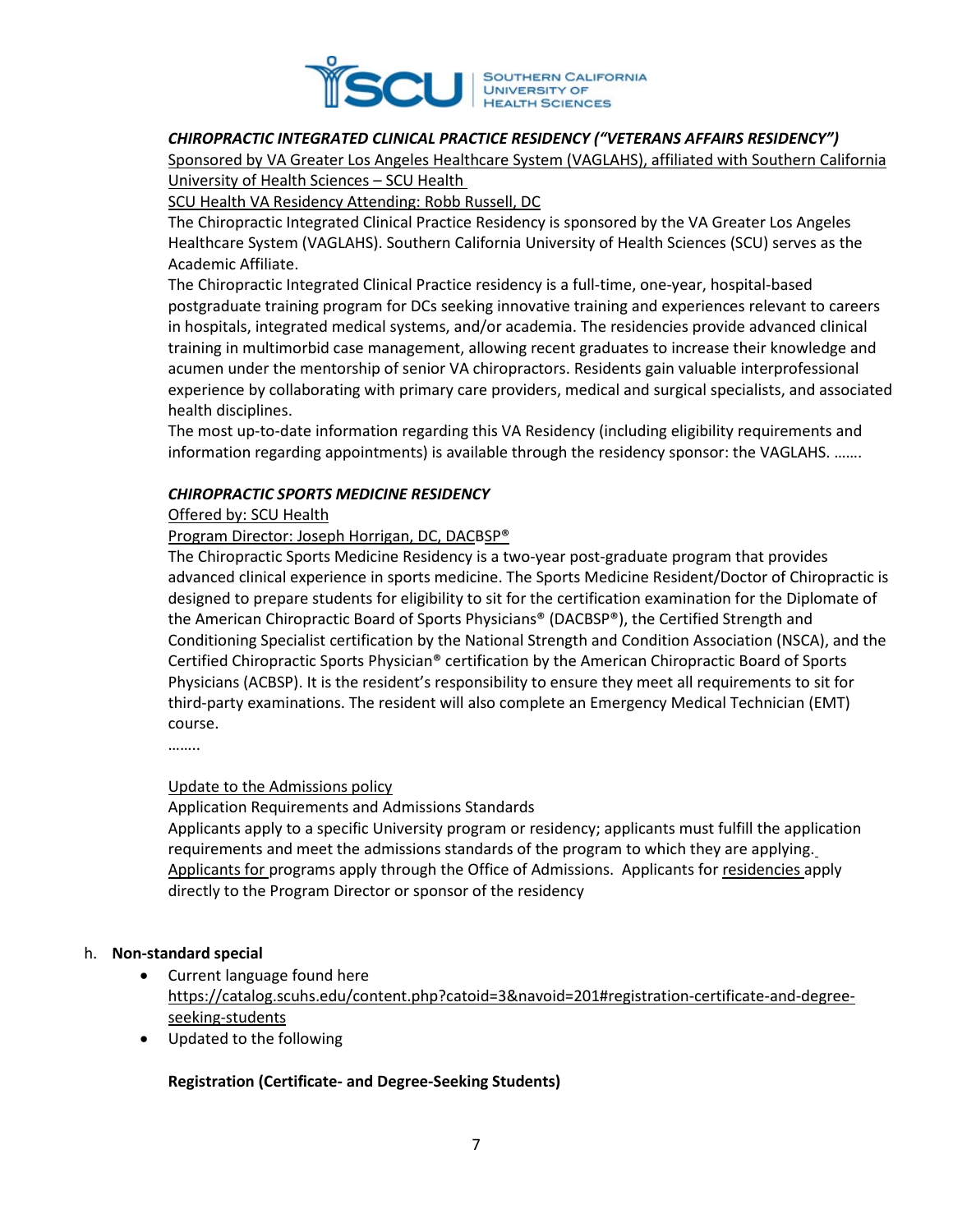***CHIROPRACTIC INTEGRATED CLINICAL PRACTICE RESIDENCY ("VETERANS AFFAIRS RESIDENCY")***

Sponsored by VA Greater Los Angeles Healthcare System (VAGLAHS), affiliated with Southern California University of Health Sciences – SCU Health

SCU Health VA Residency Attending: Robb Russell, DC

The Chiropractic Integrated Clinical Practice Residency is sponsored by the VA Greater Los Angeles Healthcare System (VAGLAHS). Southern California University of Health Sciences (SCU) serves as the Academic Affiliate.

The Chiropractic Integrated Clinical Practice residency is a full-time, one-year, hospital-based postgraduate training program for DCs seeking innovative training and experiences relevant to careers in hospitals, integrated medical systems, and/or academia. The residencies provide advanced clinical training in multimorbid case management, allowing recent graduates to increase their knowledge and acumen under the mentorship of senior VA chiropractors. Residents gain valuable interprofessional experience by collaborating with primary care providers, medical and surgical specialists, and associated health disciplines.

The most up-to-date information regarding this VA Residency (including eligibility requirements and information regarding appointments) is available through the residency sponsor: the VAGLAHS. …….

***CHIROPRACTIC SPORTS MEDICINE RESIDENCY***

Offered by: SCU Health

Program Director: Joseph Horrigan, DC, DACBSP®

The Chiropractic Sports Medicine Residency is a two-year post-graduate program that provides advanced clinical experience in sports medicine. The Sports Medicine Resident/Doctor of Chiropractic is designed to prepare students for eligibility to sit for the certification examination for the Diplomate of the American Chiropractic Board of Sports Physicians® (DACBSP®), the Certified Strength and Conditioning Specialist certification by the National Strength and Condition Association (NSCA), and the Certified Chiropractic Sports Physician® certification by the American Chiropractic Board of Sports Physicians (ACBSP). It is the resident's responsibility to ensure they meet all requirements to sit for third-party examinations. The resident will also complete an Emergency Medical Technician (EMT) course.

……..

Update to the Admissions policy

Application Requirements and Admissions Standards

Applicants apply to a specific University program or residency; applicants must fulfill the application requirements and meet the admissions standards of the program to which they are applying. Applicants for programs apply through the Office of Admissions. Applicants for residencies apply directly to the Program Director or sponsor of the residency

h. **Non-standard special**

- Current language found here https://catalog.scuhs.edu/content.php?catoid=3&navoid=201#registration-certificate-and-degree-seeking-students
- Updated to the following

**Registration (Certificate- and Degree-Seeking Students)**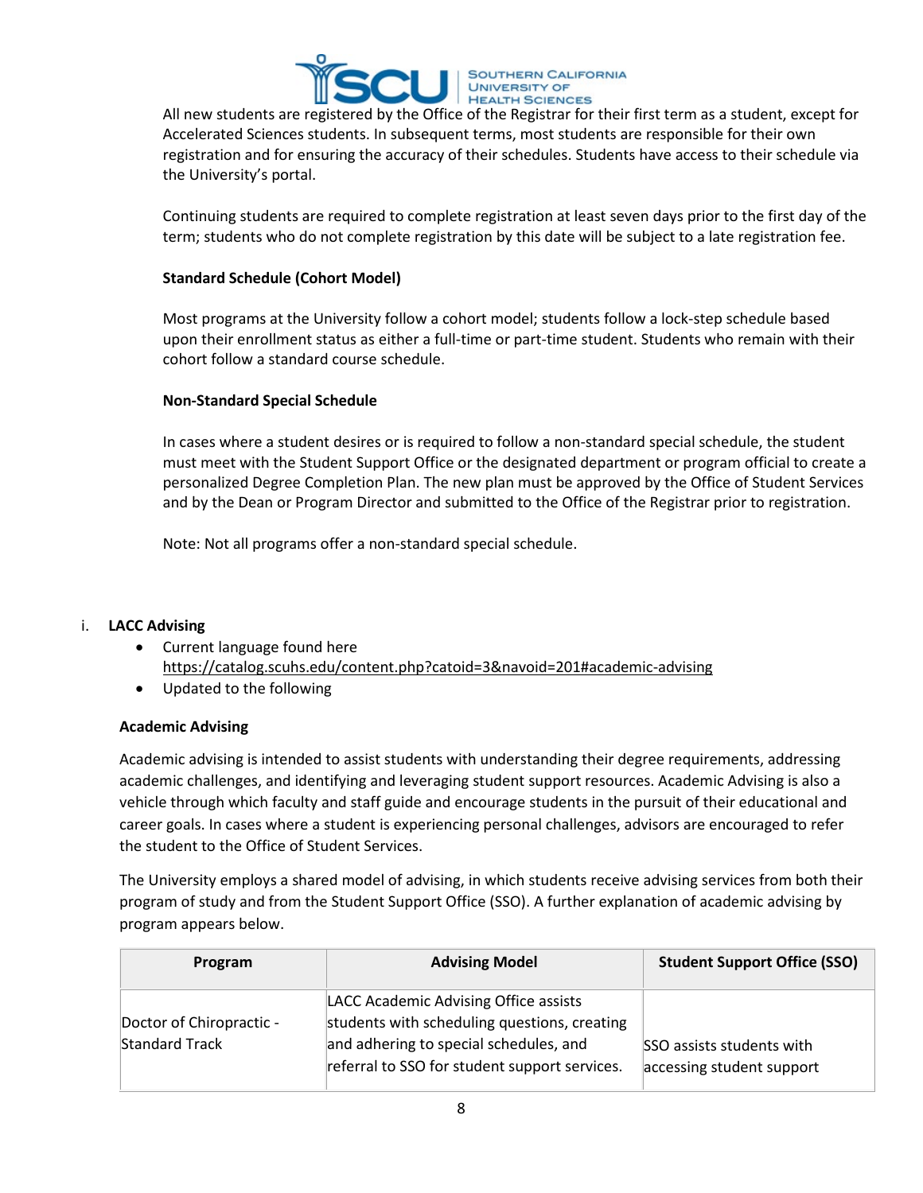All new students are registered by the Office of the Registrar for their first term as a student, except for Accelerated Sciences students. In subsequent terms, most students are responsible for their own registration and for ensuring the accuracy of their schedules. Students have access to their schedule via the University's portal.

Continuing students are required to complete registration at least seven days prior to the first day of the term; students who do not complete registration by this date will be subject to a late registration fee.

**Standard Schedule (Cohort Model)**

Most programs at the University follow a cohort model; students follow a lock-step schedule based upon their enrollment status as either a full-time or part-time student. Students who remain with their cohort follow a standard course schedule.

**Non-Standard Special Schedule**

In cases where a student desires or is required to follow a non-standard special schedule, the student must meet with the Student Support Office or the designated department or program official to create a personalized Degree Completion Plan. The new plan must be approved by the Office of Student Services and by the Dean or Program Director and submitted to the Office of the Registrar prior to registration.

Note: Not all programs offer a non-standard special schedule.

i. **LACC Advising**

- Current language found here https://catalog.scuhs.edu/content.php?catoid=3&navoid=201#academic-advising
- Updated to the following

**Academic Advising**

Academic advising is intended to assist students with understanding their degree requirements, addressing academic challenges, and identifying and leveraging student support resources. Academic Advising is also a vehicle through which faculty and staff guide and encourage students in the pursuit of their educational and career goals. In cases where a student is experiencing personal challenges, advisors are encouraged to refer the student to the Office of Student Services.

The University employs a shared model of advising, in which students receive advising services from both their program of study and from the Student Support Office (SSO). A further explanation of academic advising by program appears below.

| Program | Advising Model | Student Support Office (SSO) |
|---|---|---|
| Doctor of Chiropractic - Standard Track | LACC Academic Advising Office assists students with scheduling questions, creating and adhering to special schedules, and referral to SSO for student support services. | SSO assists students with accessing student support |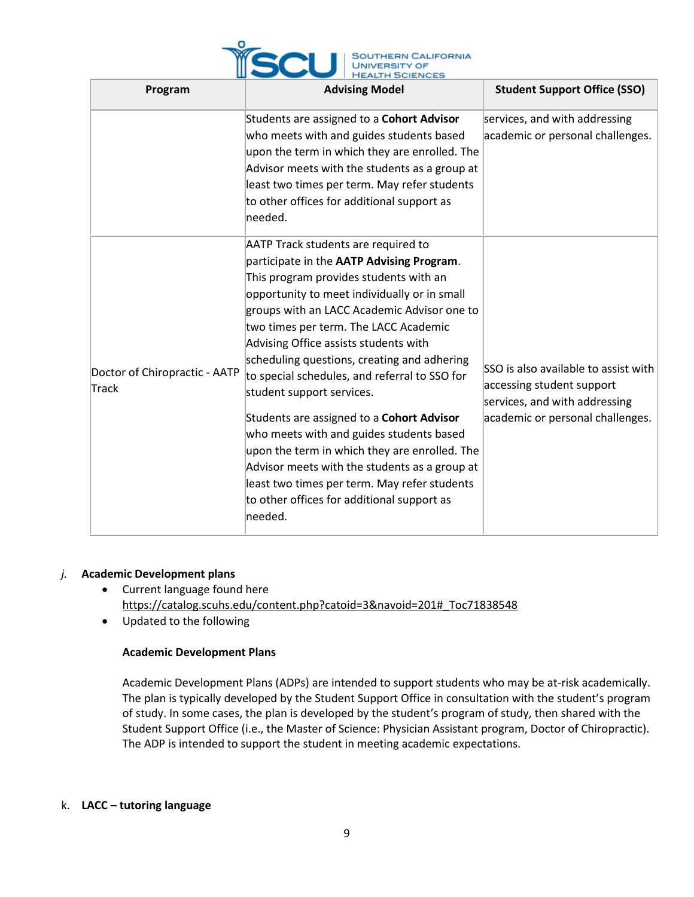| Program | Advising Model | Student Support Office (SSO) |
|---|---|---|
| | Students are assigned to a **Cohort Advisor** who meets with and guides students based upon the term in which they are enrolled. The Advisor meets with the students as a group at least two times per term. May refer students to other offices for additional support as needed. | services, and with addressing academic or personal challenges. |
| Doctor of Chiropractic - AATP Track | AATP Track students are required to participate in the **AATP Advising Program**. This program provides students with an opportunity to meet individually or in small groups with an LACC Academic Advisor one to two times per term. The LACC Academic Advising Office assists students with scheduling questions, creating and adhering to special schedules, and referral to SSO for student support services.<br><br>Students are assigned to a **Cohort Advisor** who meets with and guides students based upon the term in which they are enrolled. The Advisor meets with the students as a group at least two times per term. May refer students to other offices for additional support as needed. | SSO is also available to assist with accessing student support services, and with addressing academic or personal challenges. |

*j.* **Academic Development plans**

- Current language found here https://catalog.scuhs.edu/content.php?catoid=3&navoid=201#_Toc71838548
- Updated to the following

**Academic Development Plans**

Academic Development Plans (ADPs) are intended to support students who may be at-risk academically. The plan is typically developed by the Student Support Office in consultation with the student's program of study. In some cases, the plan is developed by the student's program of study, then shared with the Student Support Office (i.e., the Master of Science: Physician Assistant program, Doctor of Chiropractic). The ADP is intended to support the student in meeting academic expectations.

k. **LACC – tutoring language**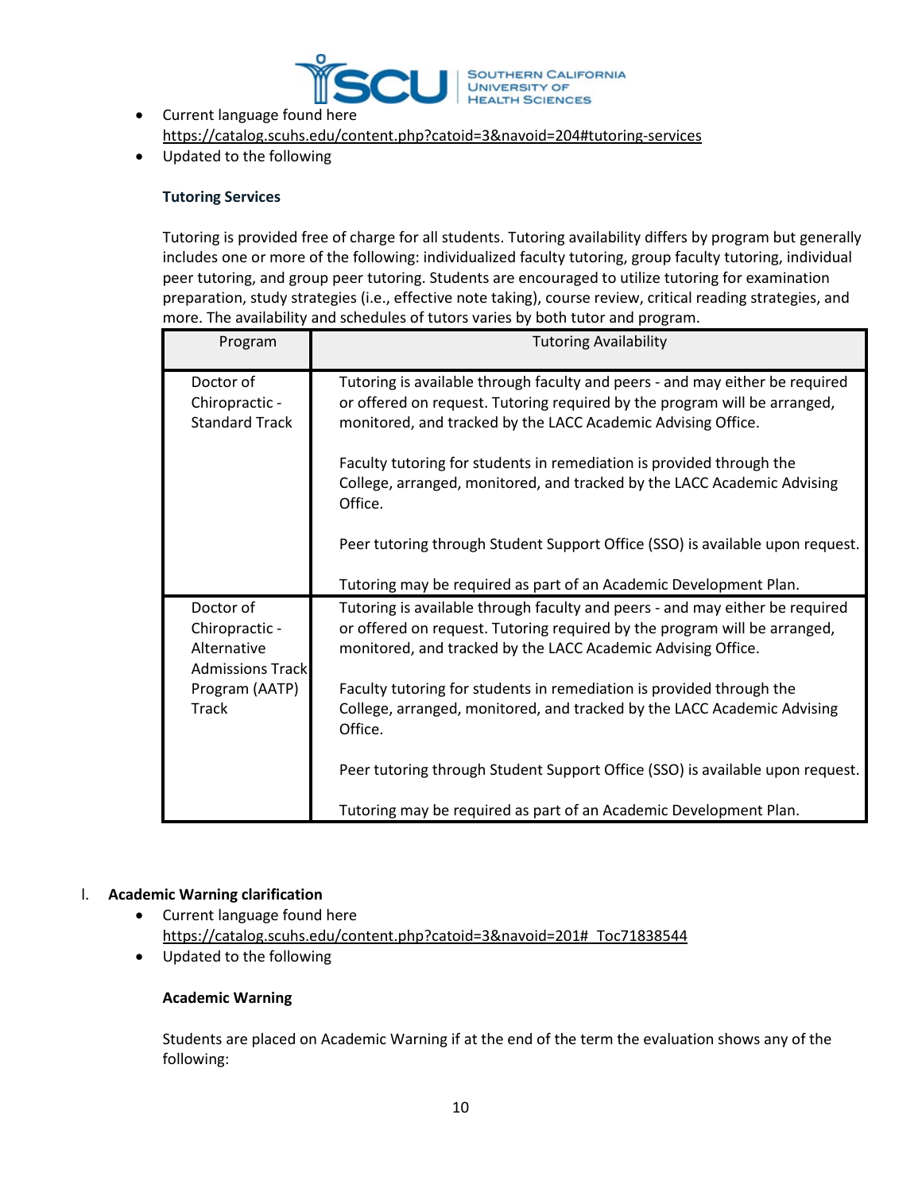- Current language found here https://catalog.scuhs.edu/content.php?catoid=3&navoid=204#tutoring-services
- Updated to the following

**Tutoring Services**

Tutoring is provided free of charge for all students. Tutoring availability differs by program but generally includes one or more of the following: individualized faculty tutoring, group faculty tutoring, individual peer tutoring, and group peer tutoring. Students are encouraged to utilize tutoring for examination preparation, study strategies (i.e., effective note taking), course review, critical reading strategies, and more. The availability and schedules of tutors varies by both tutor and program.

| Program | Tutoring Availability |
|---|---|
| Doctor of Chiropractic - Standard Track | Tutoring is available through faculty and peers - and may either be required or offered on request. Tutoring required by the program will be arranged, monitored, and tracked by the LACC Academic Advising Office.<br><br>Faculty tutoring for students in remediation is provided through the College, arranged, monitored, and tracked by the LACC Academic Advising Office.<br><br>Peer tutoring through Student Support Office (SSO) is available upon request.<br><br>Tutoring may be required as part of an Academic Development Plan. |
| Doctor of Chiropractic - Alternative Admissions Track Program (AATP) Track | Tutoring is available through faculty and peers - and may either be required or offered on request. Tutoring required by the program will be arranged, monitored, and tracked by the LACC Academic Advising Office.<br><br>Faculty tutoring for students in remediation is provided through the College, arranged, monitored, and tracked by the LACC Academic Advising Office.<br><br>Peer tutoring through Student Support Office (SSO) is available upon request.<br><br>Tutoring may be required as part of an Academic Development Plan. |

I. **Academic Warning clarification**

- Current language found here https://catalog.scuhs.edu/content.php?catoid=3&navoid=201#_Toc71838544
- Updated to the following

**Academic Warning**

Students are placed on Academic Warning if at the end of the term the evaluation shows any of the following: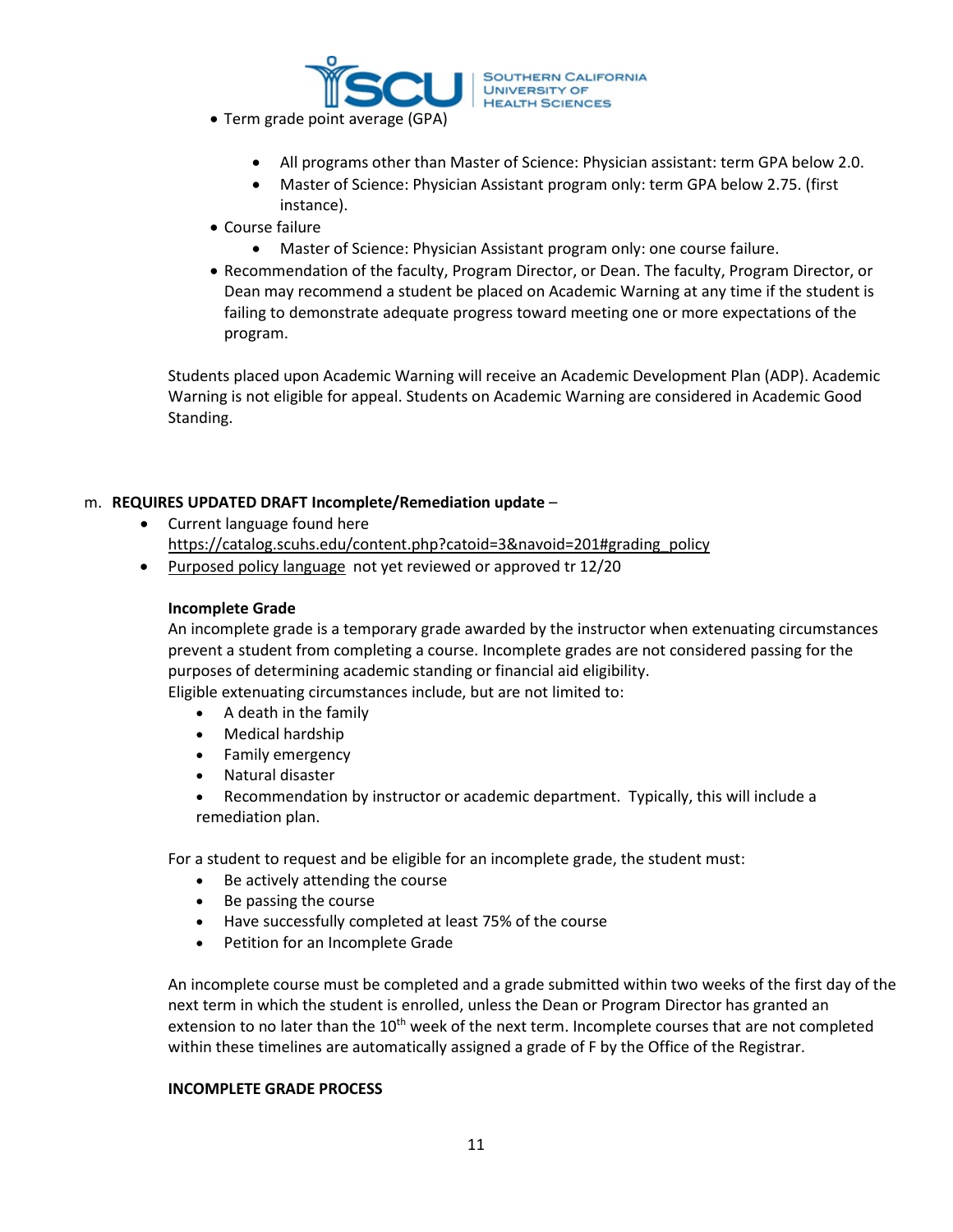- Term grade point average (GPA)
    - All programs other than Master of Science: Physician assistant: term GPA below 2.0.
    - Master of Science: Physician Assistant program only: term GPA below 2.75. (first instance).
- Course failure
    - Master of Science: Physician Assistant program only: one course failure.
- Recommendation of the faculty, Program Director, or Dean. The faculty, Program Director, or Dean may recommend a student be placed on Academic Warning at any time if the student is failing to demonstrate adequate progress toward meeting one or more expectations of the program.

Students placed upon Academic Warning will receive an Academic Development Plan (ADP). Academic Warning is not eligible for appeal. Students on Academic Warning are considered in Academic Good Standing.

m. **REQUIRES UPDATED DRAFT Incomplete/Remediation update** –

- Current language found here https://catalog.scuhs.edu/content.php?catoid=3&navoid=201#grading_policy
- Purposed policy language not yet reviewed or approved tr 12/20

**Incomplete Grade**

An incomplete grade is a temporary grade awarded by the instructor when extenuating circumstances prevent a student from completing a course. Incomplete grades are not considered passing for the purposes of determining academic standing or financial aid eligibility.
Eligible extenuating circumstances include, but are not limited to:

- A death in the family
- Medical hardship
- Family emergency
- Natural disaster
- Recommendation by instructor or academic department. Typically, this will include a remediation plan.

For a student to request and be eligible for an incomplete grade, the student must:

- Be actively attending the course
- Be passing the course
- Have successfully completed at least 75% of the course
- Petition for an Incomplete Grade

An incomplete course must be completed and a grade submitted within two weeks of the first day of the next term in which the student is enrolled, unless the Dean or Program Director has granted an extension to no later than the 10th week of the next term. Incomplete courses that are not completed within these timelines are automatically assigned a grade of F by the Office of the Registrar.

**INCOMPLETE GRADE PROCESS**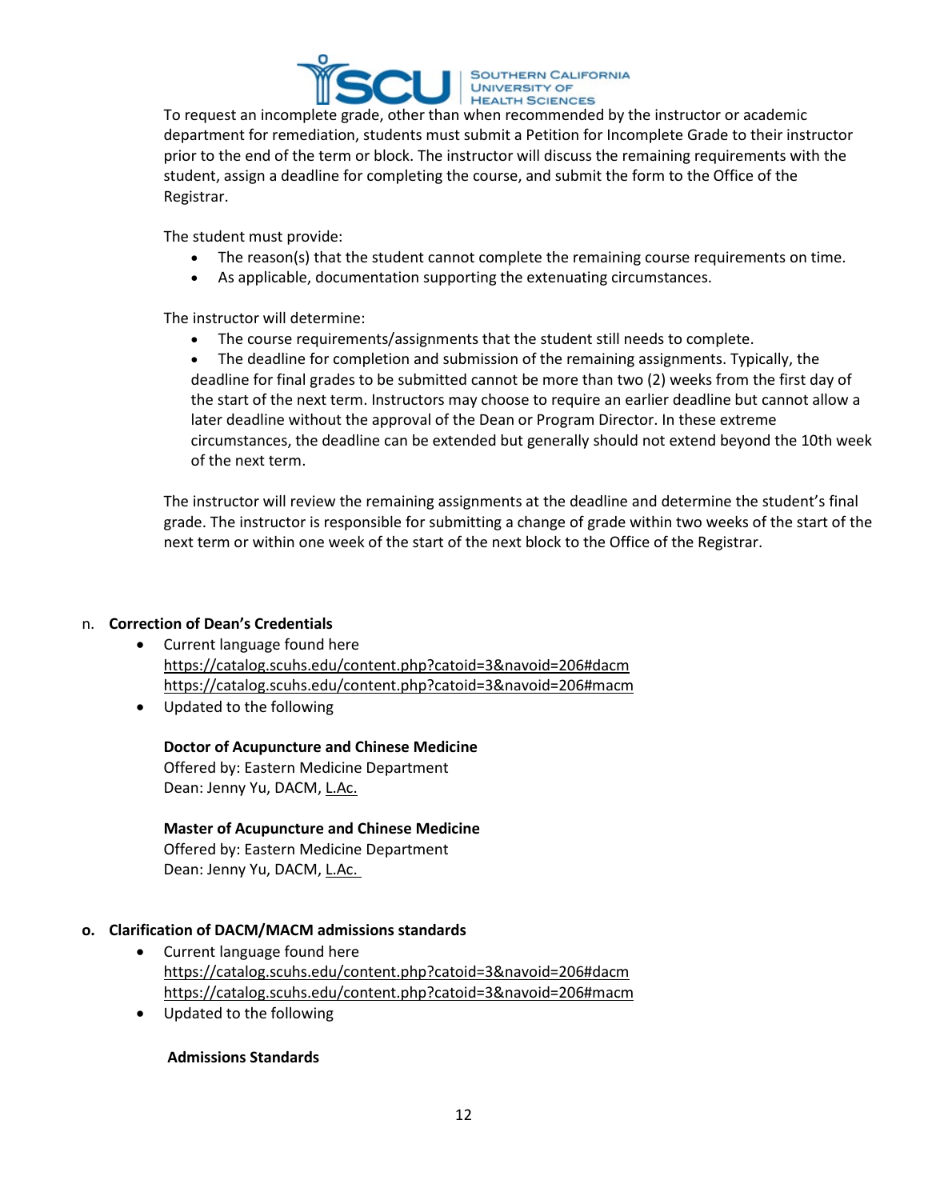To request an incomplete grade, other than when recommended by the instructor or academic department for remediation, students must submit a Petition for Incomplete Grade to their instructor prior to the end of the term or block. The instructor will discuss the remaining requirements with the student, assign a deadline for completing the course, and submit the form to the Office of the Registrar.

The student must provide:

- The reason(s) that the student cannot complete the remaining course requirements on time.
- As applicable, documentation supporting the extenuating circumstances.

The instructor will determine:

- The course requirements/assignments that the student still needs to complete.
- The deadline for completion and submission of the remaining assignments. Typically, the deadline for final grades to be submitted cannot be more than two (2) weeks from the first day of the start of the next term. Instructors may choose to require an earlier deadline but cannot allow a later deadline without the approval of the Dean or Program Director. In these extreme circumstances, the deadline can be extended but generally should not extend beyond the 10th week of the next term.

The instructor will review the remaining assignments at the deadline and determine the student's final grade. The instructor is responsible for submitting a change of grade within two weeks of the start of the next term or within one week of the start of the next block to the Office of the Registrar.

n. **Correction of Dean's Credentials**

- Current language found here
  https://catalog.scuhs.edu/content.php?catoid=3&navoid=206#dacm
  https://catalog.scuhs.edu/content.php?catoid=3&navoid=206#macm
- Updated to the following

  **Doctor of Acupuncture and Chinese Medicine**
  Offered by: Eastern Medicine Department
  Dean: Jenny Yu, DACM, L.Ac.

  **Master of Acupuncture and Chinese Medicine**
  Offered by: Eastern Medicine Department
  Dean: Jenny Yu, DACM, L.Ac.

o. **Clarification of DACM/MACM admissions standards**

- Current language found here
  https://catalog.scuhs.edu/content.php?catoid=3&navoid=206#dacm
  https://catalog.scuhs.edu/content.php?catoid=3&navoid=206#macm
- Updated to the following

  **Admissions Standards**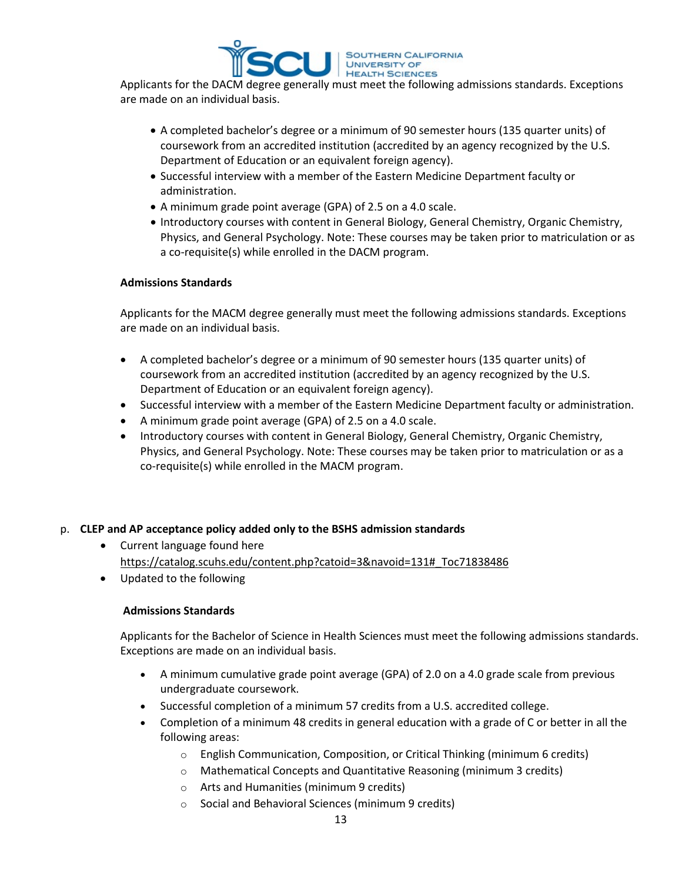Applicants for the DACM degree generally must meet the following admissions standards. Exceptions are made on an individual basis.

- A completed bachelor's degree or a minimum of 90 semester hours (135 quarter units) of coursework from an accredited institution (accredited by an agency recognized by the U.S. Department of Education or an equivalent foreign agency).
- Successful interview with a member of the Eastern Medicine Department faculty or administration.
- A minimum grade point average (GPA) of 2.5 on a 4.0 scale.
- Introductory courses with content in General Biology, General Chemistry, Organic Chemistry, Physics, and General Psychology. Note: These courses may be taken prior to matriculation or as a co-requisite(s) while enrolled in the DACM program.

**Admissions Standards**

Applicants for the MACM degree generally must meet the following admissions standards. Exceptions are made on an individual basis.

- A completed bachelor's degree or a minimum of 90 semester hours (135 quarter units) of coursework from an accredited institution (accredited by an agency recognized by the U.S. Department of Education or an equivalent foreign agency).
- Successful interview with a member of the Eastern Medicine Department faculty or administration.
- A minimum grade point average (GPA) of 2.5 on a 4.0 scale.
- Introductory courses with content in General Biology, General Chemistry, Organic Chemistry, Physics, and General Psychology. Note: These courses may be taken prior to matriculation or as a co-requisite(s) while enrolled in the MACM program.

p. **CLEP and AP acceptance policy added only to the BSHS admission standards**

- Current language found here https://catalog.scuhs.edu/content.php?catoid=3&navoid=131#_Toc71838486
- Updated to the following

**Admissions Standards**

Applicants for the Bachelor of Science in Health Sciences must meet the following admissions standards. Exceptions are made on an individual basis.

- A minimum cumulative grade point average (GPA) of 2.0 on a 4.0 grade scale from previous undergraduate coursework.
- Successful completion of a minimum 57 credits from a U.S. accredited college.
- Completion of a minimum 48 credits in general education with a grade of C or better in all the following areas:
  - English Communication, Composition, or Critical Thinking (minimum 6 credits)
  - Mathematical Concepts and Quantitative Reasoning (minimum 3 credits)
  - Arts and Humanities (minimum 9 credits)
  - Social and Behavioral Sciences (minimum 9 credits)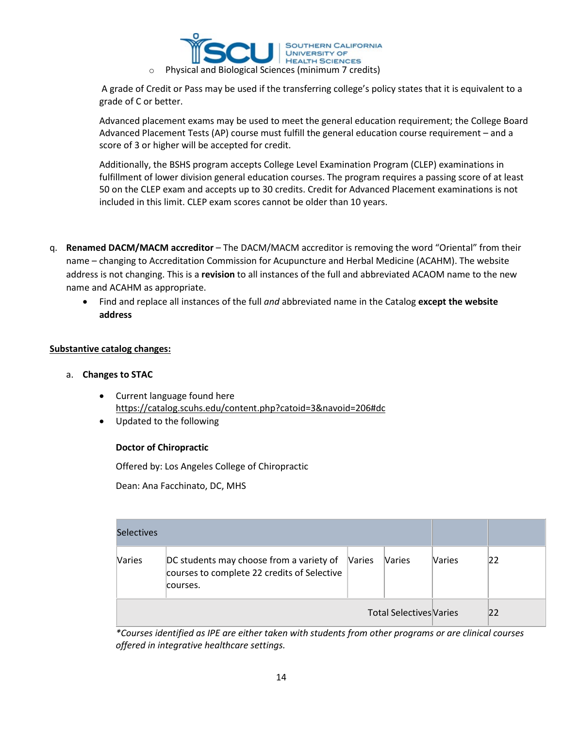- Physical and Biological Sciences (minimum 7 credits)

A grade of Credit or Pass may be used if the transferring college's policy states that it is equivalent to a grade of C or better.

Advanced placement exams may be used to meet the general education requirement; the College Board Advanced Placement Tests (AP) course must fulfill the general education course requirement – and a score of 3 or higher will be accepted for credit.

Additionally, the BSHS program accepts College Level Examination Program (CLEP) examinations in fulfillment of lower division general education courses. The program requires a passing score of at least 50 on the CLEP exam and accepts up to 30 credits. Credit for Advanced Placement examinations is not included in this limit. CLEP exam scores cannot be older than 10 years.

q. **Renamed DACM/MACM accreditor** – The DACM/MACM accreditor is removing the word "Oriental" from their name – changing to Accreditation Commission for Acupuncture and Herbal Medicine (ACAHM). The website address is not changing. This is a **revision** to all instances of the full and abbreviated ACAOM name to the new name and ACAHM as appropriate.
   - Find and replace all instances of the full *and* abbreviated name in the Catalog **except the website address**

**Substantive catalog changes:**

a. **Changes to STAC**
   - Current language found here https://catalog.scuhs.edu/content.php?catoid=3&navoid=206#dc
   - Updated to the following

**Doctor of Chiropractic**

Offered by: Los Angeles College of Chiropractic

Dean: Ana Facchinato, DC, MHS

| Selectives | | | | | |
|---|---|---|---|---|---|
| Varies | DC students may choose from a variety of courses to complete 22 credits of Selective courses. | Varies | Varies | Varies | 22 |
| | | | Total Selectives | Varies | 22 |

*\*Courses identified as IPE are either taken with students from other programs or are clinical courses offered in integrative healthcare settings.*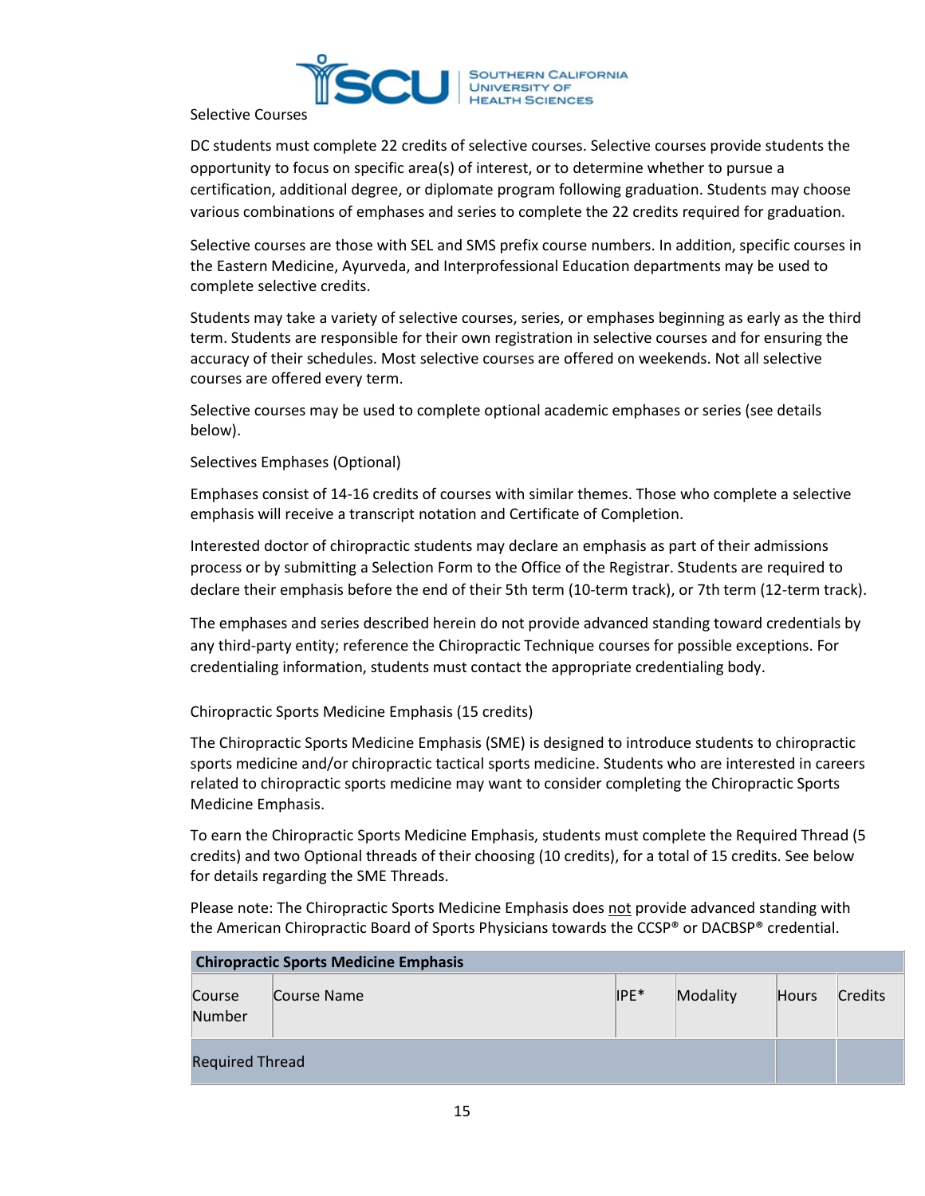## Selective Courses

DC students must complete 22 credits of selective courses. Selective courses provide students the opportunity to focus on specific area(s) of interest, or to determine whether to pursue a certification, additional degree, or diplomate program following graduation. Students may choose various combinations of emphases and series to complete the 22 credits required for graduation.

Selective courses are those with SEL and SMS prefix course numbers. In addition, specific courses in the Eastern Medicine, Ayurveda, and Interprofessional Education departments may be used to complete selective credits.

Students may take a variety of selective courses, series, or emphases beginning as early as the third term. Students are responsible for their own registration in selective courses and for ensuring the accuracy of their schedules. Most selective courses are offered on weekends. Not all selective courses are offered every term.

Selective courses may be used to complete optional academic emphases or series (see details below).

### Selectives Emphases (Optional)

Emphases consist of 14-16 credits of courses with similar themes. Those who complete a selective emphasis will receive a transcript notation and Certificate of Completion.

Interested doctor of chiropractic students may declare an emphasis as part of their admissions process or by submitting a Selection Form to the Office of the Registrar. Students are required to declare their emphasis before the end of their 5th term (10-term track), or 7th term (12-term track).

The emphases and series described herein do not provide advanced standing toward credentials by any third-party entity; reference the Chiropractic Technique courses for possible exceptions. For credentialing information, students must contact the appropriate credentialing body.

### Chiropractic Sports Medicine Emphasis (15 credits)

The Chiropractic Sports Medicine Emphasis (SME) is designed to introduce students to chiropractic sports medicine and/or chiropractic tactical sports medicine. Students who are interested in careers related to chiropractic sports medicine may want to consider completing the Chiropractic Sports Medicine Emphasis.

To earn the Chiropractic Sports Medicine Emphasis, students must complete the Required Thread (5 credits) and two Optional threads of their choosing (10 credits), for a total of 15 credits. See below for details regarding the SME Threads.

Please note: The Chiropractic Sports Medicine Emphasis does not provide advanced standing with the American Chiropractic Board of Sports Physicians towards the CCSP® or DACBSP® credential.

| **Chiropractic Sports Medicine Emphasis** | | | | | |
|---|---|---|---|---|---|
| Course Number | Course Name | IPE* | Modality | Hours | Credits |
| Required Thread | | | | | |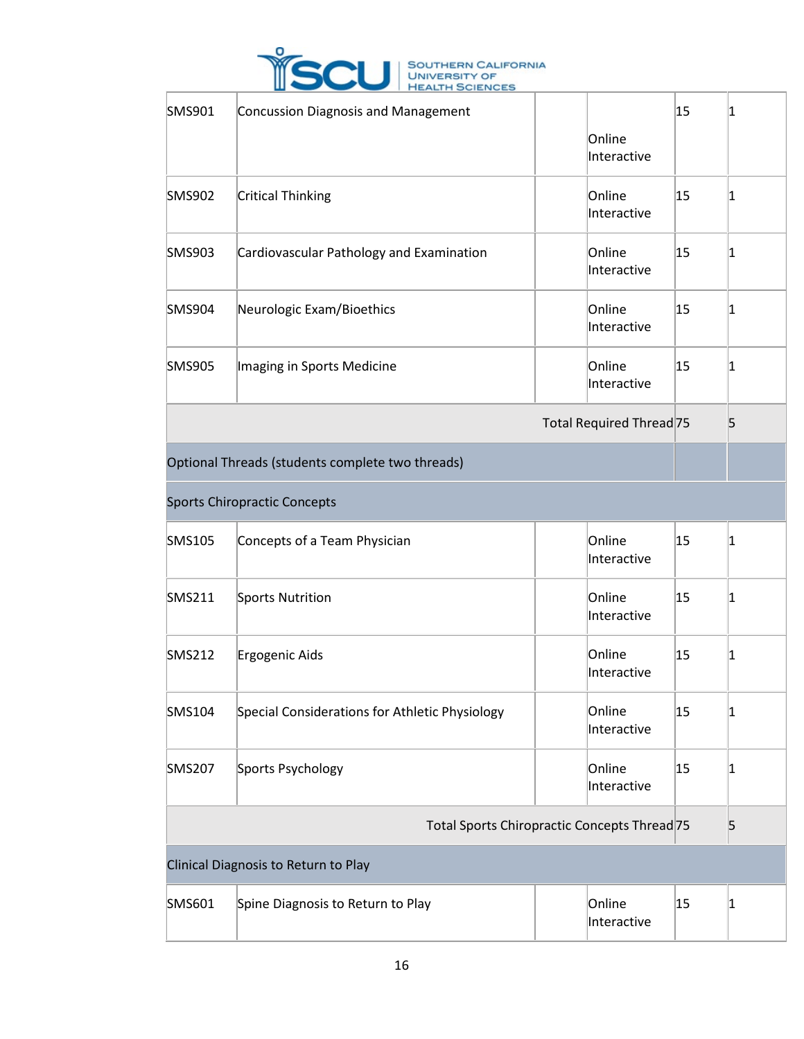| | | | | | |
|---|---|---|---|---|---|
| SMS901 | Concussion Diagnosis and Management | | Online Interactive | 15 | 1 |
| SMS902 | Critical Thinking | | Online Interactive | 15 | 1 |
| SMS903 | Cardiovascular Pathology and Examination | | Online Interactive | 15 | 1 |
| SMS904 | Neurologic Exam/Bioethics | | Online Interactive | 15 | 1 |
| SMS905 | Imaging in Sports Medicine | | Online Interactive | 15 | 1 |
| | | | Total Required Thread | 75 | 5 |
| Optional Threads (students complete two threads) | | | | | |
| Sports Chiropractic Concepts | | | | | |
| SMS105 | Concepts of a Team Physician | | Online Interactive | 15 | 1 |
| SMS211 | Sports Nutrition | | Online Interactive | 15 | 1 |
| SMS212 | Ergogenic Aids | | Online Interactive | 15 | 1 |
| SMS104 | Special Considerations for Athletic Physiology | | Online Interactive | 15 | 1 |
| SMS207 | Sports Psychology | | Online Interactive | 15 | 1 |
| | | | Total Sports Chiropractic Concepts Thread | 75 | 5 |
| Clinical Diagnosis to Return to Play | | | | | |
| SMS601 | Spine Diagnosis to Return to Play | | Online Interactive | 15 | 1 |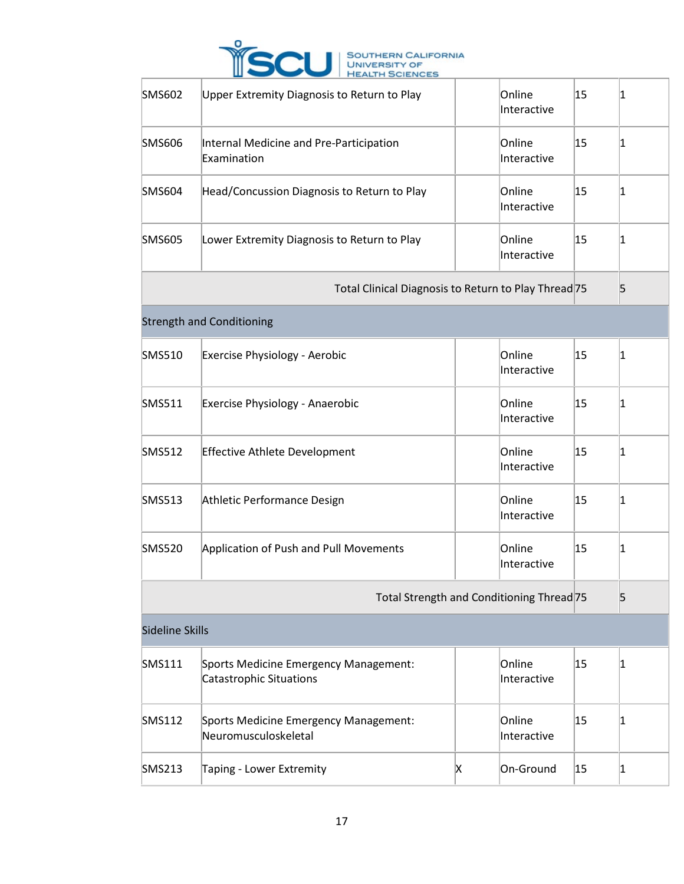| | | | | | |
|---|---|---|---|---|---|
| SMS602 | Upper Extremity Diagnosis to Return to Play | | Online Interactive | 15 | 1 |
| SMS606 | Internal Medicine and Pre-Participation Examination | | Online Interactive | 15 | 1 |
| SMS604 | Head/Concussion Diagnosis to Return to Play | | Online Interactive | 15 | 1 |
| SMS605 | Lower Extremity Diagnosis to Return to Play | | Online Interactive | 15 | 1 |
| | | | Total Clinical Diagnosis to Return to Play Thread | 75 | 5 |
| Strength and Conditioning | | | | | |
| SMS510 | Exercise Physiology - Aerobic | | Online Interactive | 15 | 1 |
| SMS511 | Exercise Physiology - Anaerobic | | Online Interactive | 15 | 1 |
| SMS512 | Effective Athlete Development | | Online Interactive | 15 | 1 |
| SMS513 | Athletic Performance Design | | Online Interactive | 15 | 1 |
| SMS520 | Application of Push and Pull Movements | | Online Interactive | 15 | 1 |
| | | | Total Strength and Conditioning Thread | 75 | 5 |
| Sideline Skills | | | | | |
| SMS111 | Sports Medicine Emergency Management: Catastrophic Situations | | Online Interactive | 15 | 1 |
| SMS112 | Sports Medicine Emergency Management: Neuromusculoskeletal | | Online Interactive | 15 | 1 |
| SMS213 | Taping - Lower Extremity | X | On-Ground | 15 | 1 |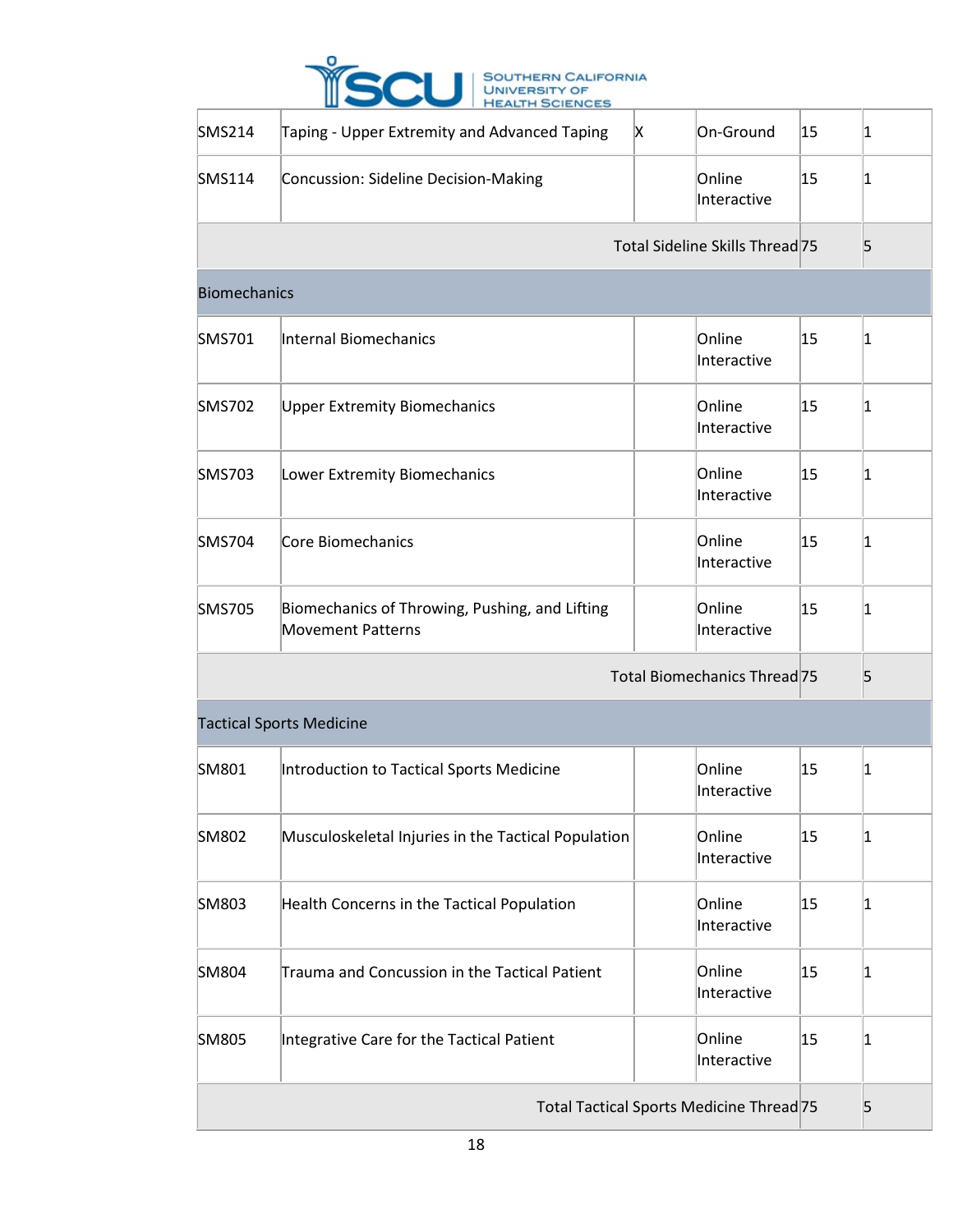| | | | | | |
|---|---|---|---|---|---|
| SMS214 | Taping - Upper Extremity and Advanced Taping | X | On-Ground | 15 | 1 |
| SMS114 | Concussion: Sideline Decision-Making | | Online Interactive | 15 | 1 |
| | | | Total Sideline Skills Thread | 75 | 5 |
| Biomechanics | | | | | |
| SMS701 | Internal Biomechanics | | Online Interactive | 15 | 1 |
| SMS702 | Upper Extremity Biomechanics | | Online Interactive | 15 | 1 |
| SMS703 | Lower Extremity Biomechanics | | Online Interactive | 15 | 1 |
| SMS704 | Core Biomechanics | | Online Interactive | 15 | 1 |
| SMS705 | Biomechanics of Throwing, Pushing, and Lifting Movement Patterns | | Online Interactive | 15 | 1 |
| | | | Total Biomechanics Thread | 75 | 5 |
| Tactical Sports Medicine | | | | | |
| SM801 | Introduction to Tactical Sports Medicine | | Online Interactive | 15 | 1 |
| SM802 | Musculoskeletal Injuries in the Tactical Population | | Online Interactive | 15 | 1 |
| SM803 | Health Concerns in the Tactical Population | | Online Interactive | 15 | 1 |
| SM804 | Trauma and Concussion in the Tactical Patient | | Online Interactive | 15 | 1 |
| SM805 | Integrative Care for the Tactical Patient | | Online Interactive | 15 | 1 |
| | | | Total Tactical Sports Medicine Thread | 75 | 5 |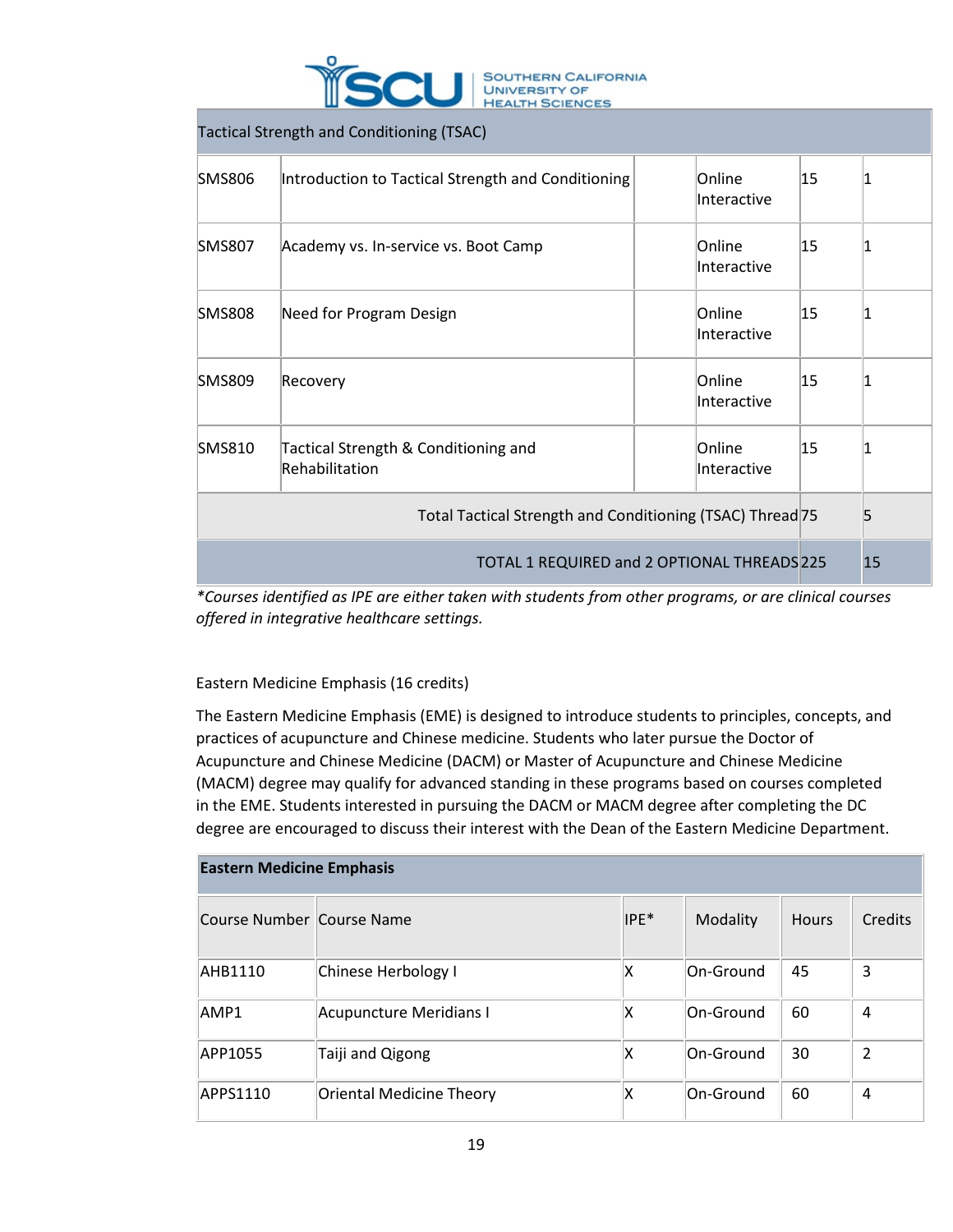| Tactical Strength and Conditioning (TSAC) | | | | | |
|---|---|---|---|---|---|
| SMS806 | Introduction to Tactical Strength and Conditioning | | Online Interactive | 15 | 1 |
| SMS807 | Academy vs. In-service vs. Boot Camp | | Online Interactive | 15 | 1 |
| SMS808 | Need for Program Design | | Online Interactive | 15 | 1 |
| SMS809 | Recovery | | Online Interactive | 15 | 1 |
| SMS810 | Tactical Strength & Conditioning and Rehabilitation | | Online Interactive | 15 | 1 |
| Total Tactical Strength and Conditioning (TSAC) Thread | | | | 75 | 5 |
| TOTAL 1 REQUIRED and 2 OPTIONAL THREADS | | | | 225 | 15 |

*\*Courses identified as IPE are either taken with students from other programs, or are clinical courses offered in integrative healthcare settings.*

Eastern Medicine Emphasis (16 credits)

The Eastern Medicine Emphasis (EME) is designed to introduce students to principles, concepts, and practices of acupuncture and Chinese medicine. Students who later pursue the Doctor of Acupuncture and Chinese Medicine (DACM) or Master of Acupuncture and Chinese Medicine (MACM) degree may qualify for advanced standing in these programs based on courses completed in the EME. Students interested in pursuing the DACM or MACM degree after completing the DC degree are encouraged to discuss their interest with the Dean of the Eastern Medicine Department.

| **Eastern Medicine Emphasis** | | | | | |
|---|---|---|---|---|---|
| Course Number | Course Name | IPE* | Modality | Hours | Credits |
| AHB1110 | Chinese Herbology I | X | On-Ground | 45 | 3 |
| AMP1 | Acupuncture Meridians I | X | On-Ground | 60 | 4 |
| APP1055 | Taiji and Qigong | X | On-Ground | 30 | 2 |
| APPS1110 | Oriental Medicine Theory | X | On-Ground | 60 | 4 |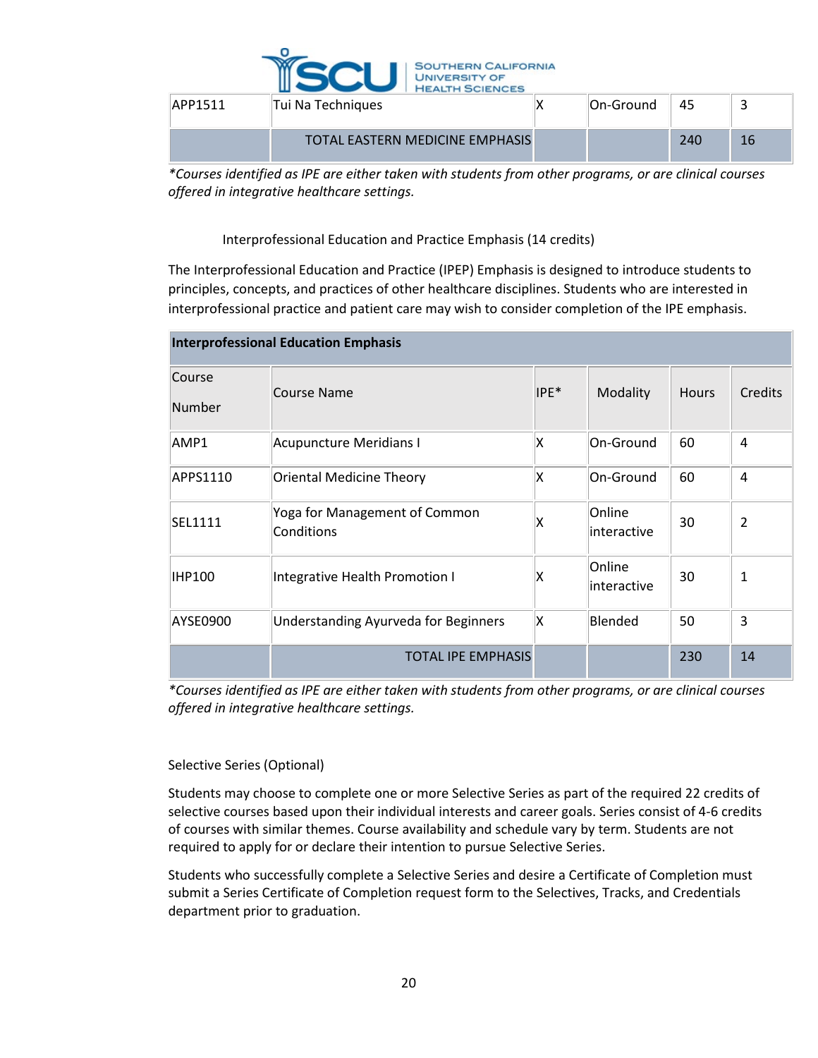| APP1511 | Tui Na Techniques | X | On-Ground | 45 | 3 |
|---|---|---|---|---|---|
| | TOTAL EASTERN MEDICINE EMPHASIS | | | 240 | 16 |

*\*Courses identified as IPE are either taken with students from other programs, or are clinical courses offered in integrative healthcare settings.*

## Interprofessional Education and Practice Emphasis (14 credits)

The Interprofessional Education and Practice (IPEP) Emphasis is designed to introduce students to principles, concepts, and practices of other healthcare disciplines. Students who are interested in interprofessional practice and patient care may wish to consider completion of the IPE emphasis.

| **Interprofessional Education Emphasis** | | | | | |
|---|---|---|---|---|---|
| Course Number | Course Name | IPE* | Modality | Hours | Credits |
| AMP1 | Acupuncture Meridians I | X | On-Ground | 60 | 4 |
| APPS1110 | Oriental Medicine Theory | X | On-Ground | 60 | 4 |
| SEL1111 | Yoga for Management of Common Conditions | X | Online interactive | 30 | 2 |
| IHP100 | Integrative Health Promotion I | X | Online interactive | 30 | 1 |
| AYSE0900 | Understanding Ayurveda for Beginners | X | Blended | 50 | 3 |
| | TOTAL IPE EMPHASIS | | | 230 | 14 |

*\*Courses identified as IPE are either taken with students from other programs, or are clinical courses offered in integrative healthcare settings.*

## Selective Series (Optional)

Students may choose to complete one or more Selective Series as part of the required 22 credits of selective courses based upon their individual interests and career goals. Series consist of 4-6 credits of courses with similar themes. Course availability and schedule vary by term. Students are not required to apply for or declare their intention to pursue Selective Series.

Students who successfully complete a Selective Series and desire a Certificate of Completion must submit a Series Certificate of Completion request form to the Selectives, Tracks, and Credentials department prior to graduation.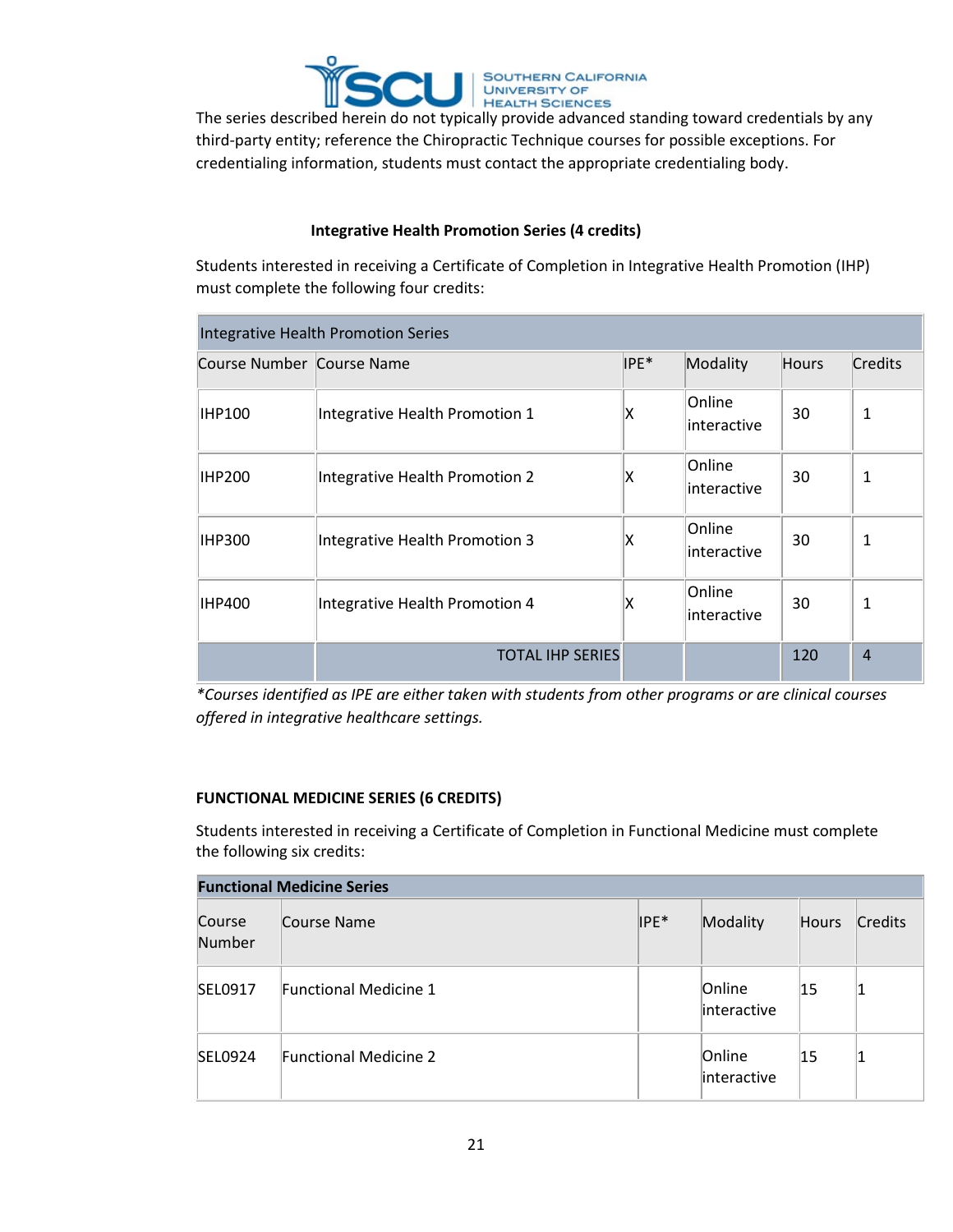The series described herein do not typically provide advanced standing toward credentials by any third-party entity; reference the Chiropractic Technique courses for possible exceptions. For credentialing information, students must contact the appropriate credentialing body.

### Integrative Health Promotion Series (4 credits)

Students interested in receiving a Certificate of Completion in Integrative Health Promotion (IHP) must complete the following four credits:

| Integrative Health Promotion Series | | | | | |
|---|---|---|---|---|---|
| Course Number | Course Name | IPE* | Modality | Hours | Credits |
| IHP100 | Integrative Health Promotion 1 | X | Online interactive | 30 | 1 |
| IHP200 | Integrative Health Promotion 2 | X | Online interactive | 30 | 1 |
| IHP300 | Integrative Health Promotion 3 | X | Online interactive | 30 | 1 |
| IHP400 | Integrative Health Promotion 4 | X | Online interactive | 30 | 1 |
| | TOTAL IHP SERIES | | | 120 | 4 |

*\*Courses identified as IPE are either taken with students from other programs or are clinical courses offered in integrative healthcare settings.*

### FUNCTIONAL MEDICINE SERIES (6 CREDITS)

Students interested in receiving a Certificate of Completion in Functional Medicine must complete the following six credits:

| **Functional Medicine Series** | | | | | |
|---|---|---|---|---|---|
| Course Number | Course Name | IPE* | Modality | Hours | Credits |
| SEL0917 | Functional Medicine 1 | | Online interactive | 15 | 1 |
| SEL0924 | Functional Medicine 2 | | Online interactive | 15 | 1 |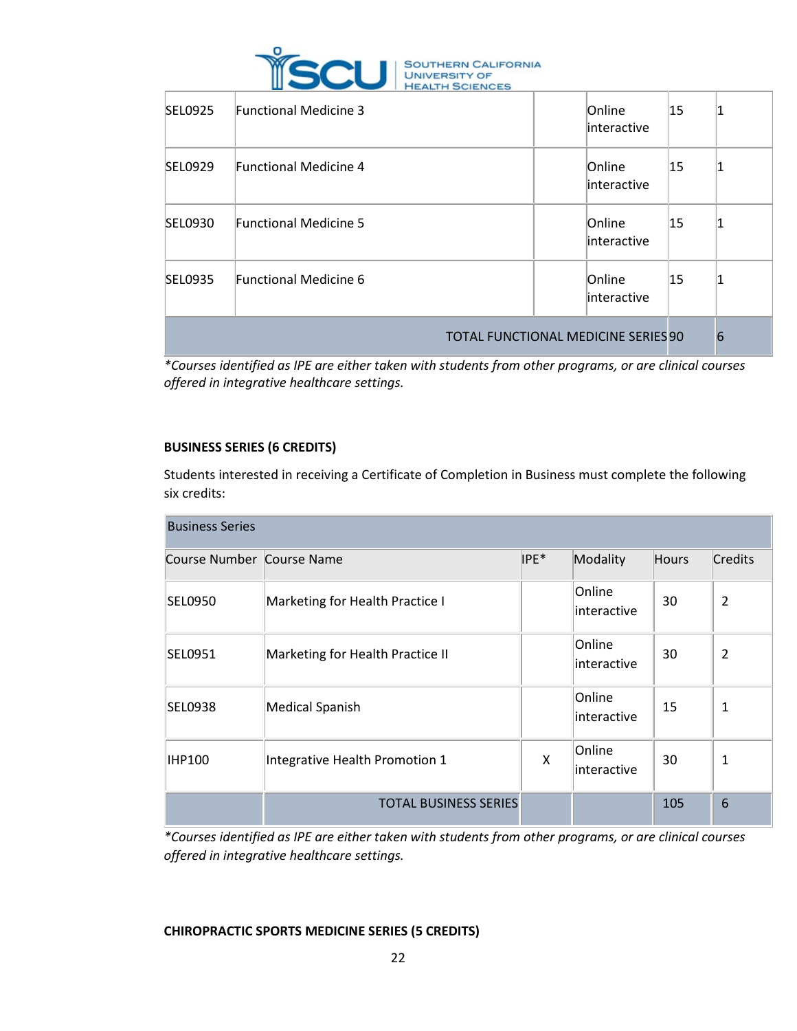| | | | | | |
|---|---|---|---|---|---|
| SEL0925 | Functional Medicine 3 | | Online interactive | 15 | 1 |
| SEL0929 | Functional Medicine 4 | | Online interactive | 15 | 1 |
| SEL0930 | Functional Medicine 5 | | Online interactive | 15 | 1 |
| SEL0935 | Functional Medicine 6 | | Online interactive | 15 | 1 |
| | TOTAL FUNCTIONAL MEDICINE SERIES | | | 90 | 6 |

*\*Courses identified as IPE are either taken with students from other programs, or are clinical courses offered in integrative healthcare settings.*

**BUSINESS SERIES (6 CREDITS)**

Students interested in receiving a Certificate of Completion in Business must complete the following six credits:

| Business Series | | | | | |
|---|---|---|---|---|---|
| Course Number | Course Name | IPE* | Modality | Hours | Credits |
| SEL0950 | Marketing for Health Practice I | | Online interactive | 30 | 2 |
| SEL0951 | Marketing for Health Practice II | | Online interactive | 30 | 2 |
| SEL0938 | Medical Spanish | | Online interactive | 15 | 1 |
| IHP100 | Integrative Health Promotion 1 | X | Online interactive | 30 | 1 |
| | TOTAL BUSINESS SERIES | | | 105 | 6 |

*\*Courses identified as IPE are either taken with students from other programs, or are clinical courses offered in integrative healthcare settings.*

**CHIROPRACTIC SPORTS MEDICINE SERIES (5 CREDITS)**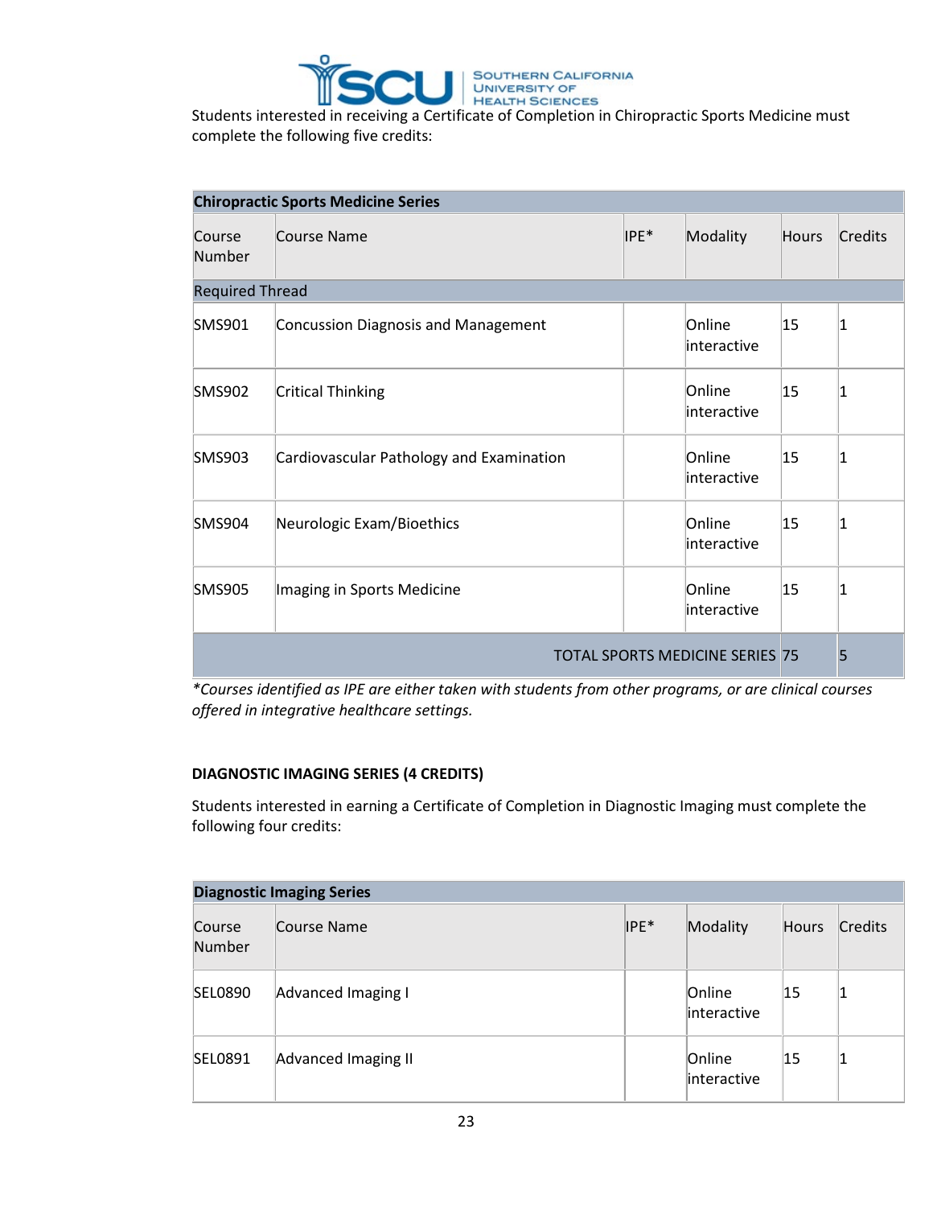Students interested in receiving a Certificate of Completion in Chiropractic Sports Medicine must complete the following five credits:

| **Chiropractic Sports Medicine Series** | | | | | |
|---|---|---|---|---|---|
| Course Number | Course Name | IPE* | Modality | Hours | Credits |
| Required Thread | | | | | |
| SMS901 | Concussion Diagnosis and Management | | Online interactive | 15 | 1 |
| SMS902 | Critical Thinking | | Online interactive | 15 | 1 |
| SMS903 | Cardiovascular Pathology and Examination | | Online interactive | 15 | 1 |
| SMS904 | Neurologic Exam/Bioethics | | Online interactive | 15 | 1 |
| SMS905 | Imaging in Sports Medicine | | Online interactive | 15 | 1 |
| | | | TOTAL SPORTS MEDICINE SERIES | 75 | 5 |

*\*Courses identified as IPE are either taken with students from other programs, or are clinical courses offered in integrative healthcare settings.*

**DIAGNOSTIC IMAGING SERIES (4 CREDITS)**

Students interested in earning a Certificate of Completion in Diagnostic Imaging must complete the following four credits:

| **Diagnostic Imaging Series** | | | | | |
|---|---|---|---|---|---|
| Course Number | Course Name | IPE* | Modality | Hours | Credits |
| SEL0890 | Advanced Imaging I | | Online interactive | 15 | 1 |
| SEL0891 | Advanced Imaging II | | Online interactive | 15 | 1 |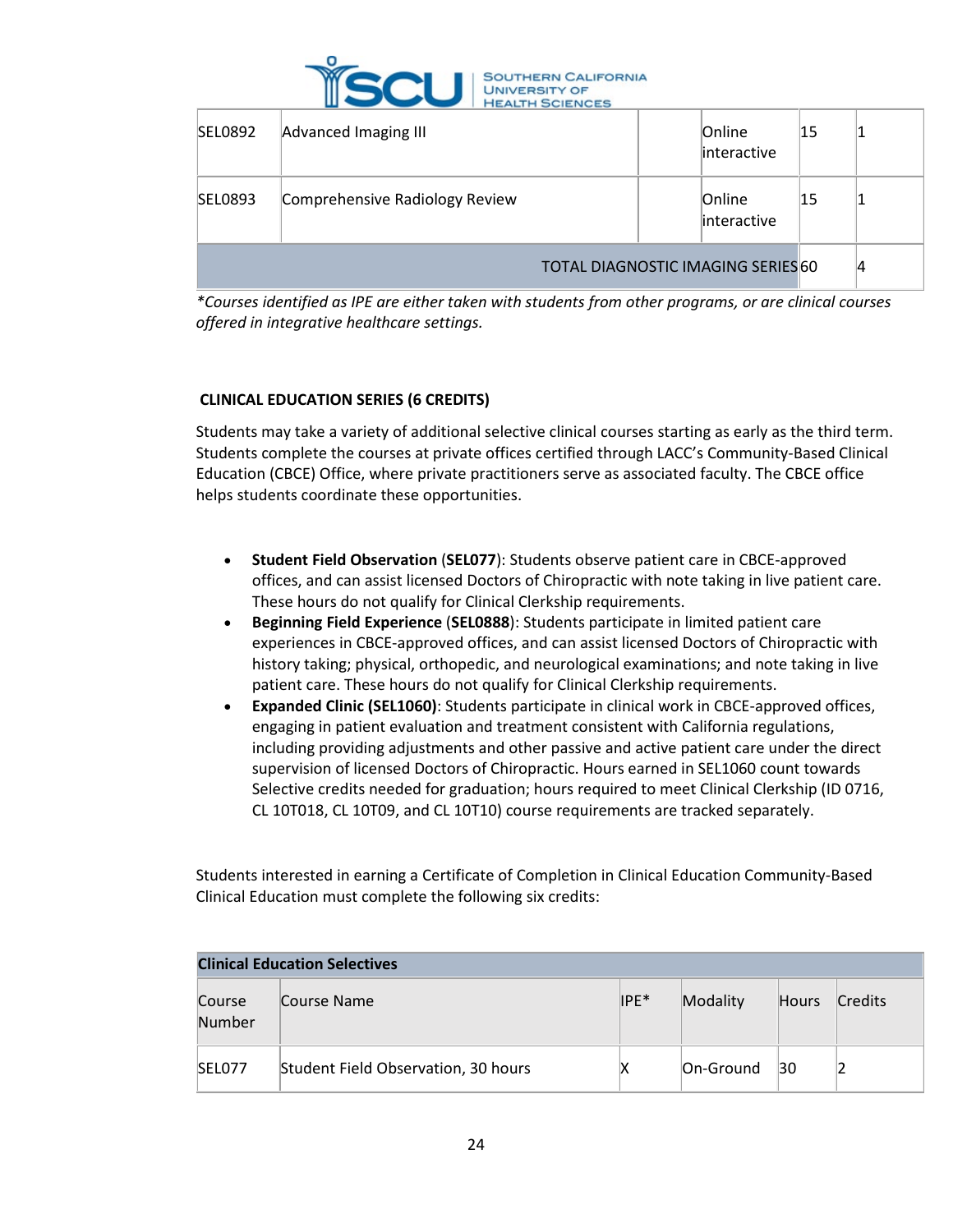| SEL0892 | Advanced Imaging III | | Online interactive | 15 | 1 |
|---|---|---|---|---|---|
| SEL0893 | Comprehensive Radiology Review | | Online interactive | 15 | 1 |
| | | | TOTAL DIAGNOSTIC IMAGING SERIES | 60 | 4 |

*\*Courses identified as IPE are either taken with students from other programs, or are clinical courses offered in integrative healthcare settings.*

**CLINICAL EDUCATION SERIES (6 CREDITS)**

Students may take a variety of additional selective clinical courses starting as early as the third term. Students complete the courses at private offices certified through LACC's Community-Based Clinical Education (CBCE) Office, where private practitioners serve as associated faculty. The CBCE office helps students coordinate these opportunities.

- **Student Field Observation** (**SEL077**): Students observe patient care in CBCE-approved offices, and can assist licensed Doctors of Chiropractic with note taking in live patient care. These hours do not qualify for Clinical Clerkship requirements.
- **Beginning Field Experience** (**SEL0888**): Students participate in limited patient care experiences in CBCE-approved offices, and can assist licensed Doctors of Chiropractic with history taking; physical, orthopedic, and neurological examinations; and note taking in live patient care. These hours do not qualify for Clinical Clerkship requirements.
- **Expanded Clinic (SEL1060)**: Students participate in clinical work in CBCE-approved offices, engaging in patient evaluation and treatment consistent with California regulations, including providing adjustments and other passive and active patient care under the direct supervision of licensed Doctors of Chiropractic. Hours earned in SEL1060 count towards Selective credits needed for graduation; hours required to meet Clinical Clerkship (ID 0716, CL 10T018, CL 10T09, and CL 10T10) course requirements are tracked separately.

Students interested in earning a Certificate of Completion in Clinical Education Community-Based Clinical Education must complete the following six credits:

| **Clinical Education Selectives** | | | | | |
|---|---|---|---|---|---|
| Course Number | Course Name | IPE* | Modality | Hours | Credits |
| SEL077 | Student Field Observation, 30 hours | X | On-Ground | 30 | 2 |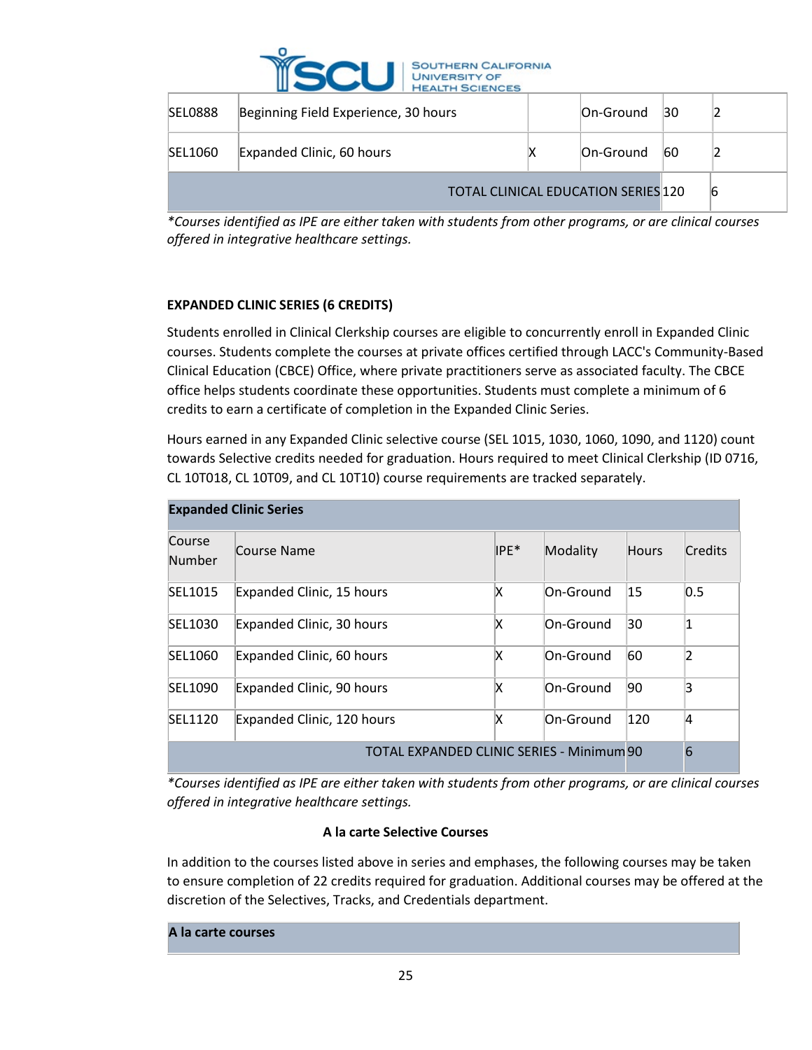| SEL0888 | Beginning Field Experience, 30 hours | | On-Ground | 30 | 2 |
|---|---|---|---|---|---|
| SEL1060 | Expanded Clinic, 60 hours | X | On-Ground | 60 | 2 |
| | | | TOTAL CLINICAL EDUCATION SERIES | 120 | 6 |

*Courses identified as IPE are either taken with students from other programs, or are clinical courses offered in integrative healthcare settings.*

**EXPANDED CLINIC SERIES (6 CREDITS)**

Students enrolled in Clinical Clerkship courses are eligible to concurrently enroll in Expanded Clinic courses. Students complete the courses at private offices certified through LACC's Community-Based Clinical Education (CBCE) Office, where private practitioners serve as associated faculty. The CBCE office helps students coordinate these opportunities. Students must complete a minimum of 6 credits to earn a certificate of completion in the Expanded Clinic Series.

Hours earned in any Expanded Clinic selective course (SEL 1015, 1030, 1060, 1090, and 1120) count towards Selective credits needed for graduation. Hours required to meet Clinical Clerkship (ID 0716, CL 10T018, CL 10T09, and CL 10T10) course requirements are tracked separately.

| **Expanded Clinic Series** | | | | | |
|---|---|---|---|---|---|
| Course Number | Course Name | IPE* | Modality | Hours | Credits |
| SEL1015 | Expanded Clinic, 15 hours | X | On-Ground | 15 | 0.5 |
| SEL1030 | Expanded Clinic, 30 hours | X | On-Ground | 30 | 1 |
| SEL1060 | Expanded Clinic, 60 hours | X | On-Ground | 60 | 2 |
| SEL1090 | Expanded Clinic, 90 hours | X | On-Ground | 90 | 3 |
| SEL1120 | Expanded Clinic, 120 hours | X | On-Ground | 120 | 4 |
| | | | TOTAL EXPANDED CLINIC SERIES - Minimum | 90 | 6 |

*Courses identified as IPE are either taken with students from other programs, or are clinical courses offered in integrative healthcare settings.*

**A la carte Selective Courses**

In addition to the courses listed above in series and emphases, the following courses may be taken to ensure completion of 22 credits required for graduation. Additional courses may be offered at the discretion of the Selectives, Tracks, and Credentials department.

| **A la carte courses** |
|---|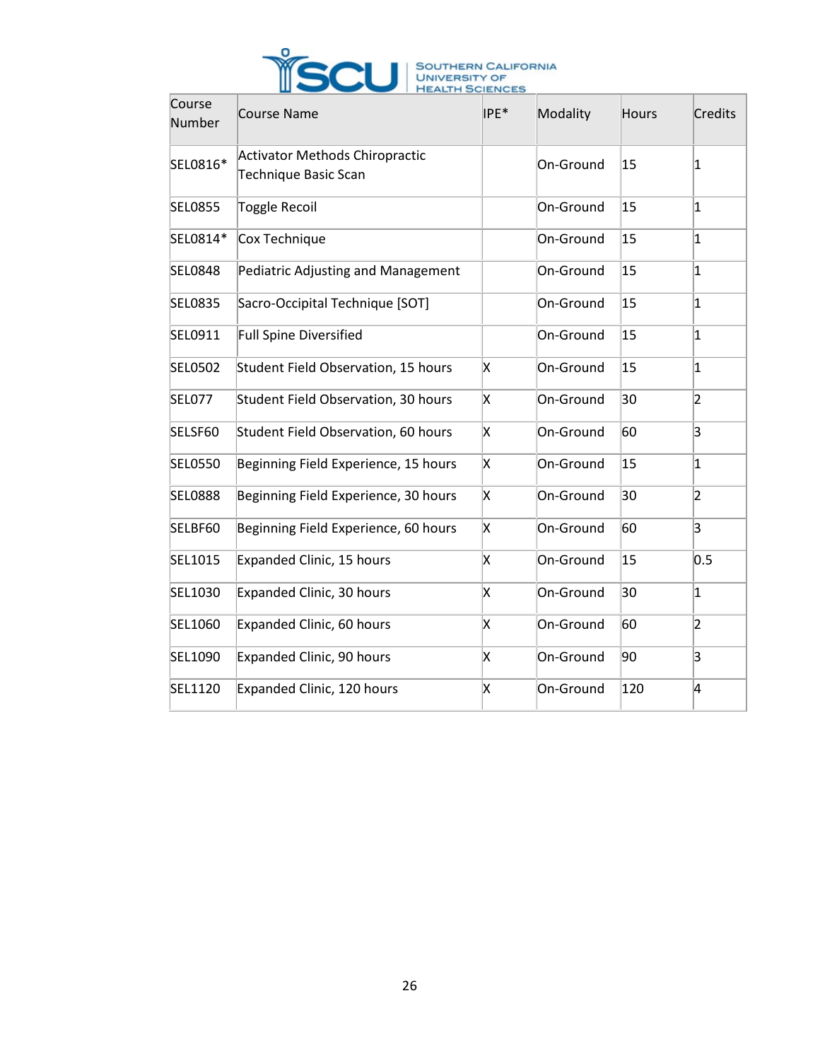| Course Number | Course Name | IPE* | Modality | Hours | Credits |
|---|---|---|---|---|---|
| SEL0816* | Activator Methods Chiropractic Technique Basic Scan | | On-Ground | 15 | 1 |
| SEL0855 | Toggle Recoil | | On-Ground | 15 | 1 |
| SEL0814* | Cox Technique | | On-Ground | 15 | 1 |
| SEL0848 | Pediatric Adjusting and Management | | On-Ground | 15 | 1 |
| SEL0835 | Sacro-Occipital Technique [SOT] | | On-Ground | 15 | 1 |
| SEL0911 | Full Spine Diversified | | On-Ground | 15 | 1 |
| SEL0502 | Student Field Observation, 15 hours | X | On-Ground | 15 | 1 |
| SEL077 | Student Field Observation, 30 hours | X | On-Ground | 30 | 2 |
| SELSF60 | Student Field Observation, 60 hours | X | On-Ground | 60 | 3 |
| SEL0550 | Beginning Field Experience, 15 hours | X | On-Ground | 15 | 1 |
| SEL0888 | Beginning Field Experience, 30 hours | X | On-Ground | 30 | 2 |
| SELBF60 | Beginning Field Experience, 60 hours | X | On-Ground | 60 | 3 |
| SEL1015 | Expanded Clinic, 15 hours | X | On-Ground | 15 | 0.5 |
| SEL1030 | Expanded Clinic, 30 hours | X | On-Ground | 30 | 1 |
| SEL1060 | Expanded Clinic, 60 hours | X | On-Ground | 60 | 2 |
| SEL1090 | Expanded Clinic, 90 hours | X | On-Ground | 90 | 3 |
| SEL1120 | Expanded Clinic, 120 hours | X | On-Ground | 120 | 4 |